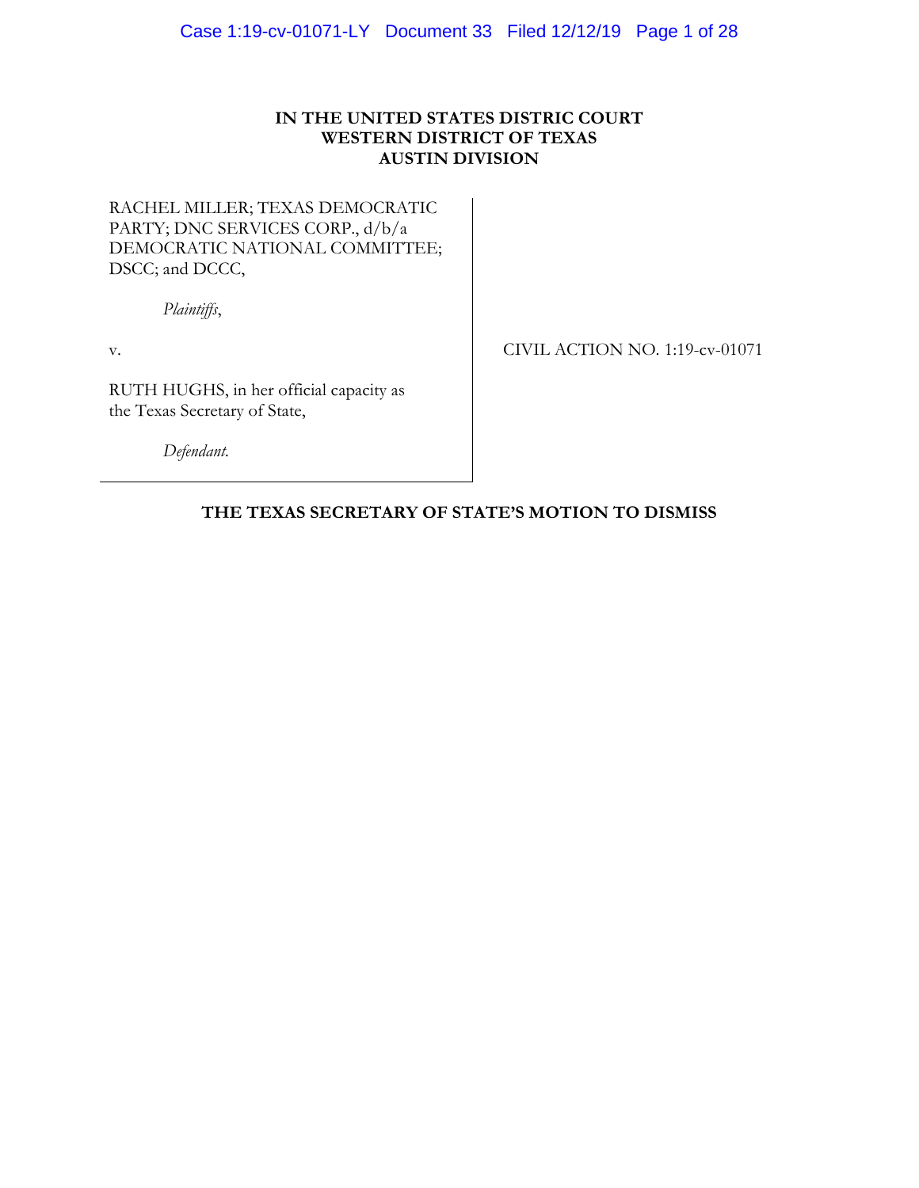**IN THE UNITED STATES DISTRIC COURT**
**WESTERN DISTRICT OF TEXAS**
**AUSTIN DIVISION**

RACHEL MILLER; TEXAS DEMOCRATIC PARTY; DNC SERVICES CORP., d/b/a DEMOCRATIC NATIONAL COMMITTEE; DSCC; and DCCC,

*Plaintiffs*,

v.

RUTH HUGHS, in her official capacity as the Texas Secretary of State,

*Defendant.*

CIVIL ACTION NO. 1:19-cv-01071

**THE TEXAS SECRETARY OF STATE'S MOTION TO DISMISS**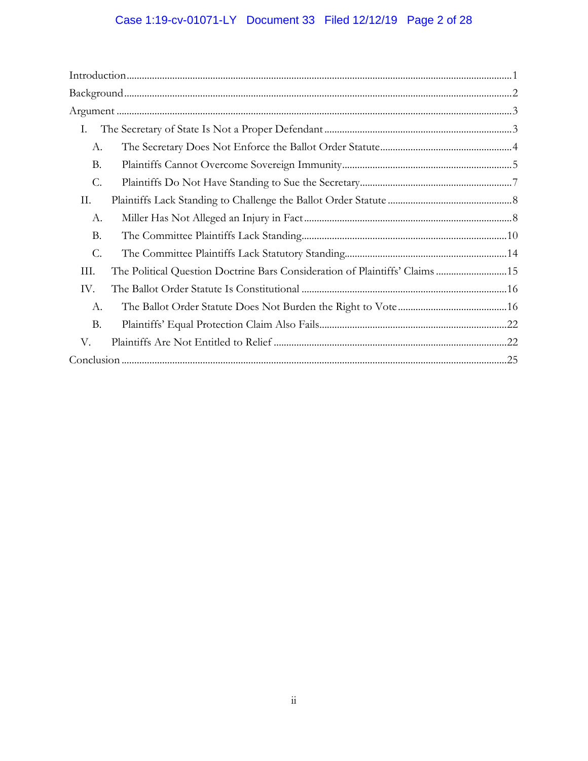Introduction ........................................................................................................................................ 1

Background ......................................................................................................................................... 2

Argument ............................................................................................................................................. 3

- I. The Secretary of State Is Not a Proper Defendant ............................................................. 3
  - A. The Secretary Does Not Enforce the Ballot Order Statute .............................................. 4
  - B. Plaintiffs Cannot Overcome Sovereign Immunity ............................................................ 5
  - C. Plaintiffs Do Not Have Standing to Sue the Secretary ..................................................... 7
- II. Plaintiffs Lack Standing to Challenge the Ballot Order Statute .......................................... 8
  - A. Miller Has Not Alleged an Injury in Fact .......................................................................... 8
  - B. The Committee Plaintiffs Lack Standing .......................................................................... 10
  - C. The Committee Plaintiffs Lack Statutory Standing ......................................................... 14
- III. The Political Question Doctrine Bars Consideration of Plaintiffs' Claims ........................ 15
- IV. The Ballot Order Statute Is Constitutional ....................................................................... 16
  - A. The Ballot Order Statute Does Not Burden the Right to Vote ....................................... 16
  - B. Plaintiffs' Equal Protection Claim Also Fails ................................................................... 22
- V. Plaintiffs Are Not Entitled to Relief .................................................................................... 22

Conclusion ........................................................................................................................................... 25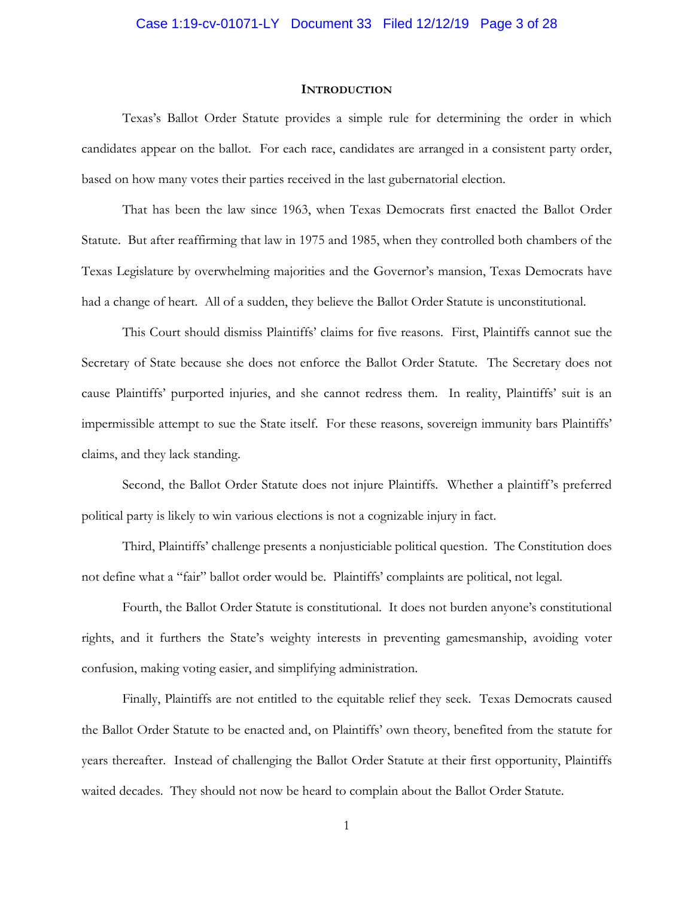## Introduction

Texas's Ballot Order Statute provides a simple rule for determining the order in which candidates appear on the ballot. For each race, candidates are arranged in a consistent party order, based on how many votes their parties received in the last gubernatorial election.

That has been the law since 1963, when Texas Democrats first enacted the Ballot Order Statute. But after reaffirming that law in 1975 and 1985, when they controlled both chambers of the Texas Legislature by overwhelming majorities and the Governor's mansion, Texas Democrats have had a change of heart. All of a sudden, they believe the Ballot Order Statute is unconstitutional.

This Court should dismiss Plaintiffs' claims for five reasons. First, Plaintiffs cannot sue the Secretary of State because she does not enforce the Ballot Order Statute. The Secretary does not cause Plaintiffs' purported injuries, and she cannot redress them. In reality, Plaintiffs' suit is an impermissible attempt to sue the State itself. For these reasons, sovereign immunity bars Plaintiffs' claims, and they lack standing.

Second, the Ballot Order Statute does not injure Plaintiffs. Whether a plaintiff's preferred political party is likely to win various elections is not a cognizable injury in fact.

Third, Plaintiffs' challenge presents a nonjusticiable political question. The Constitution does not define what a "fair" ballot order would be. Plaintiffs' complaints are political, not legal.

Fourth, the Ballot Order Statute is constitutional. It does not burden anyone's constitutional rights, and it furthers the State's weighty interests in preventing gamesmanship, avoiding voter confusion, making voting easier, and simplifying administration.

Finally, Plaintiffs are not entitled to the equitable relief they seek. Texas Democrats caused the Ballot Order Statute to be enacted and, on Plaintiffs' own theory, benefited from the statute for years thereafter. Instead of challenging the Ballot Order Statute at their first opportunity, Plaintiffs waited decades. They should not now be heard to complain about the Ballot Order Statute.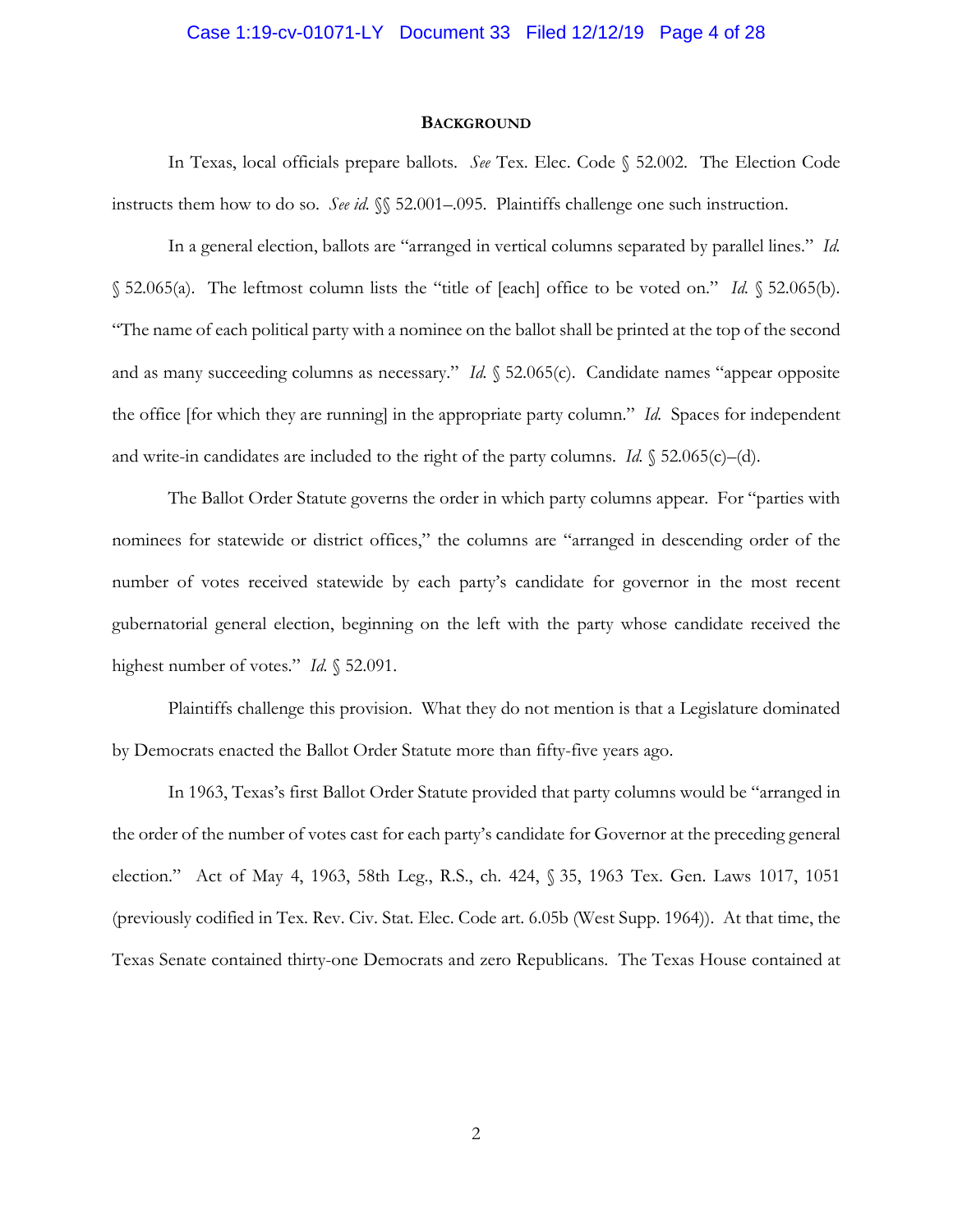## Background

In Texas, local officials prepare ballots. *See* Tex. Elec. Code § 52.002. The Election Code instructs them how to do so. *See id.* §§ 52.001–.095. Plaintiffs challenge one such instruction.

In a general election, ballots are "arranged in vertical columns separated by parallel lines." *Id.* § 52.065(a). The leftmost column lists the "title of [each] office to be voted on." *Id.* § 52.065(b). "The name of each political party with a nominee on the ballot shall be printed at the top of the second and as many succeeding columns as necessary." *Id.* § 52.065(c). Candidate names "appear opposite the office [for which they are running] in the appropriate party column." *Id.* Spaces for independent and write-in candidates are included to the right of the party columns. *Id.* § 52.065(c)–(d).

The Ballot Order Statute governs the order in which party columns appear. For "parties with nominees for statewide or district offices," the columns are "arranged in descending order of the number of votes received statewide by each party's candidate for governor in the most recent gubernatorial general election, beginning on the left with the party whose candidate received the highest number of votes." *Id.* § 52.091.

Plaintiffs challenge this provision. What they do not mention is that a Legislature dominated by Democrats enacted the Ballot Order Statute more than fifty-five years ago.

In 1963, Texas's first Ballot Order Statute provided that party columns would be "arranged in the order of the number of votes cast for each party's candidate for Governor at the preceding general election." Act of May 4, 1963, 58th Leg., R.S., ch. 424, § 35, 1963 Tex. Gen. Laws 1017, 1051 (previously codified in Tex. Rev. Civ. Stat. Elec. Code art. 6.05b (West Supp. 1964)). At that time, the Texas Senate contained thirty-one Democrats and zero Republicans. The Texas House contained at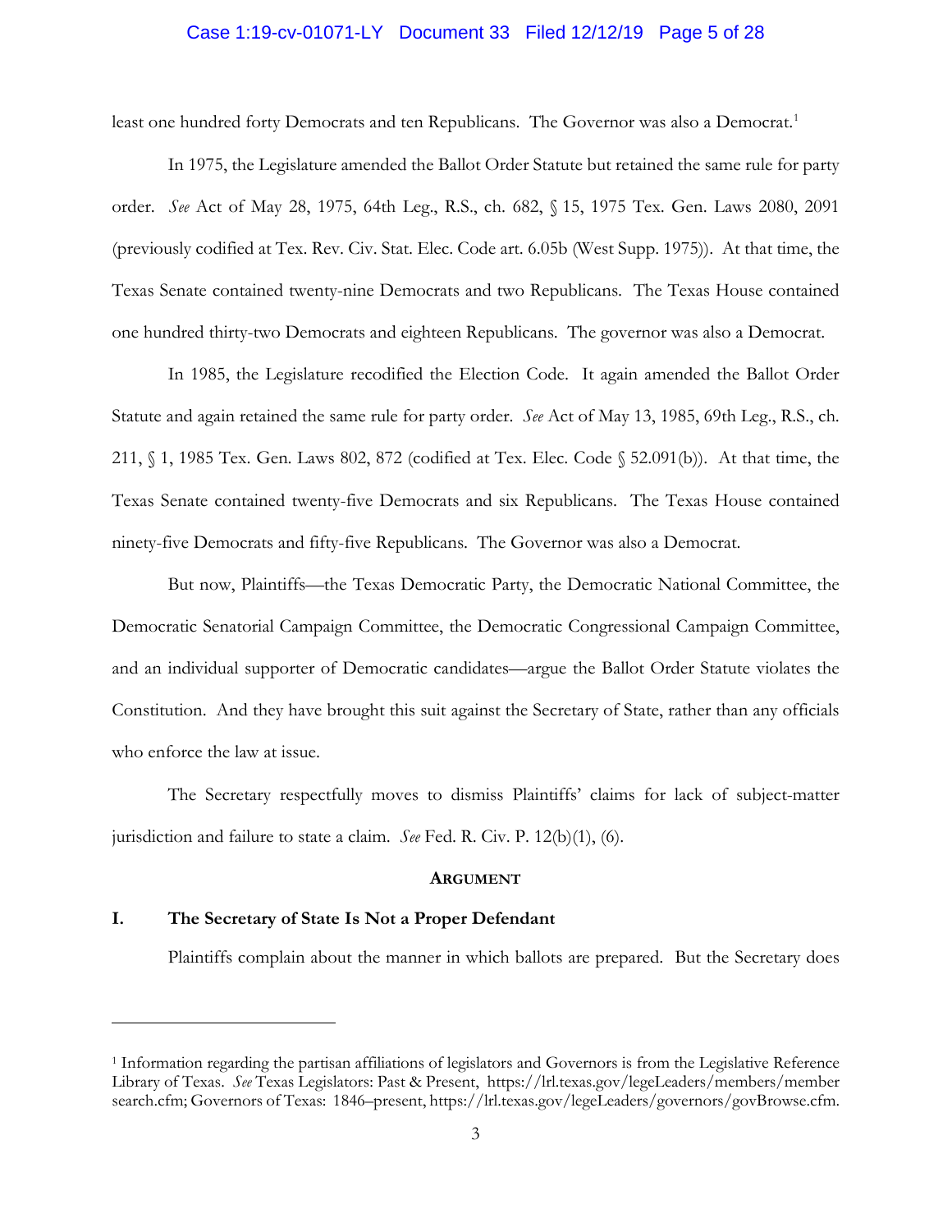least one hundred forty Democrats and ten Republicans. The Governor was also a Democrat.[1]

In 1975, the Legislature amended the Ballot Order Statute but retained the same rule for party order. *See* Act of May 28, 1975, 64th Leg., R.S., ch. 682, § 15, 1975 Tex. Gen. Laws 2080, 2091 (previously codified at Tex. Rev. Civ. Stat. Elec. Code art. 6.05b (West Supp. 1975)). At that time, the Texas Senate contained twenty-nine Democrats and two Republicans. The Texas House contained one hundred thirty-two Democrats and eighteen Republicans. The governor was also a Democrat.

In 1985, the Legislature recodified the Election Code. It again amended the Ballot Order Statute and again retained the same rule for party order. *See* Act of May 13, 1985, 69th Leg., R.S., ch. 211, § 1, 1985 Tex. Gen. Laws 802, 872 (codified at Tex. Elec. Code § 52.091(b)). At that time, the Texas Senate contained twenty-five Democrats and six Republicans. The Texas House contained ninety-five Democrats and fifty-five Republicans. The Governor was also a Democrat.

But now, Plaintiffs—the Texas Democratic Party, the Democratic National Committee, the Democratic Senatorial Campaign Committee, the Democratic Congressional Campaign Committee, and an individual supporter of Democratic candidates—argue the Ballot Order Statute violates the Constitution. And they have brought this suit against the Secretary of State, rather than any officials who enforce the law at issue.

The Secretary respectfully moves to dismiss Plaintiffs' claims for lack of subject-matter jurisdiction and failure to state a claim. *See* Fed. R. Civ. P. 12(b)(1), (6).

## ARGUMENT

### I. The Secretary of State Is Not a Proper Defendant

Plaintiffs complain about the manner in which ballots are prepared. But the Secretary does

---

[1] Information regarding the partisan affiliations of legislators and Governors is from the Legislative Reference Library of Texas. *See* Texas Legislators: Past & Present, https://lrl.texas.gov/legeLeaders/members/membersearch.cfm; Governors of Texas: 1846–present, https://lrl.texas.gov/legeLeaders/governors/govBrowse.cfm.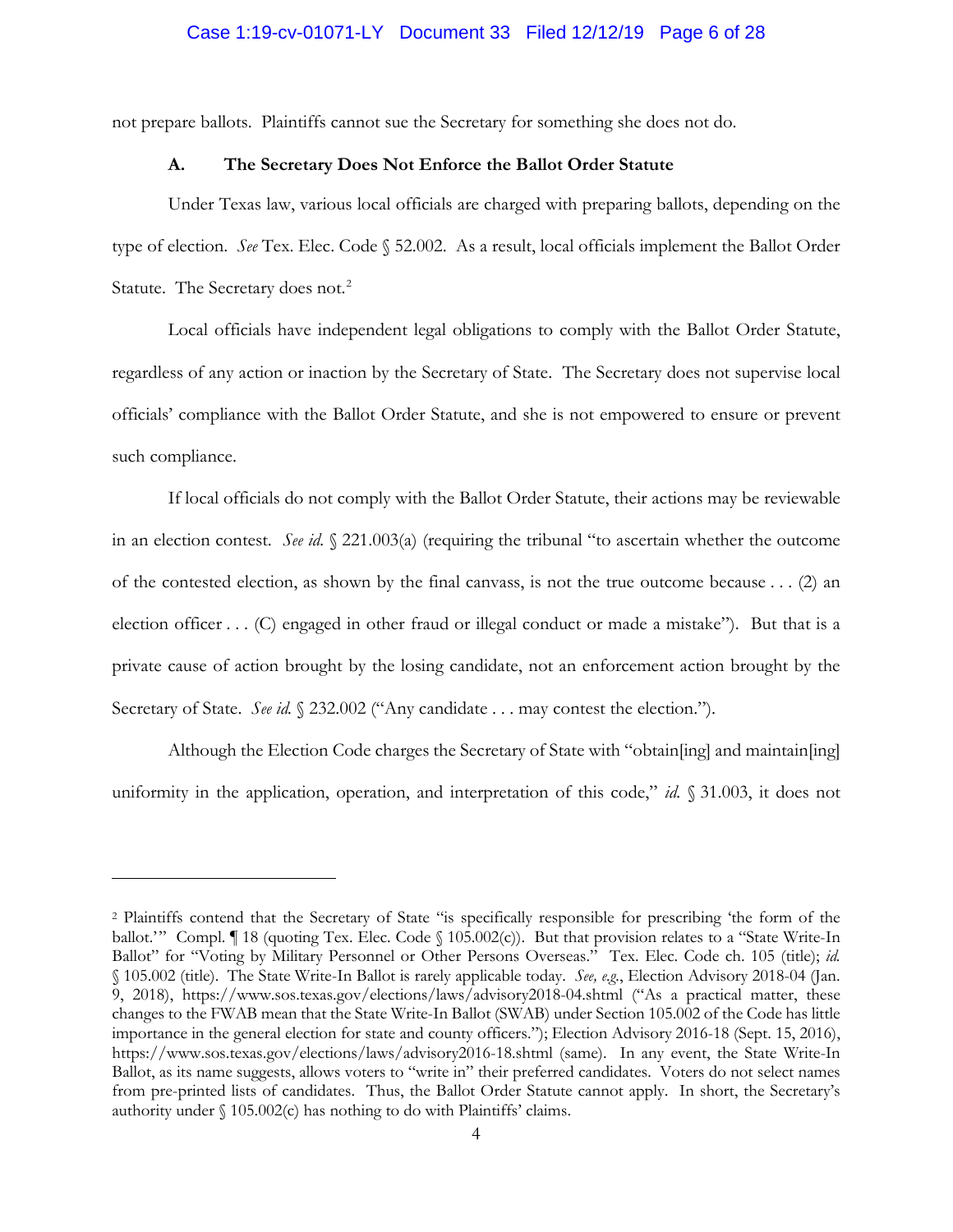not prepare ballots. Plaintiffs cannot sue the Secretary for something she does not do.

### A. The Secretary Does Not Enforce the Ballot Order Statute

Under Texas law, various local officials are charged with preparing ballots, depending on the type of election. *See* Tex. Elec. Code § 52.002. As a result, local officials implement the Ballot Order Statute. The Secretary does not.[2]

Local officials have independent legal obligations to comply with the Ballot Order Statute, regardless of any action or inaction by the Secretary of State. The Secretary does not supervise local officials' compliance with the Ballot Order Statute, and she is not empowered to ensure or prevent such compliance.

If local officials do not comply with the Ballot Order Statute, their actions may be reviewable in an election contest. *See id.* § 221.003(a) (requiring the tribunal "to ascertain whether the outcome of the contested election, as shown by the final canvass, is not the true outcome because . . . (2) an election officer . . . (C) engaged in other fraud or illegal conduct or made a mistake"). But that is a private cause of action brought by the losing candidate, not an enforcement action brought by the Secretary of State. *See id.* § 232.002 ("Any candidate . . . may contest the election.").

Although the Election Code charges the Secretary of State with "obtain[ing] and maintain[ing] uniformity in the application, operation, and interpretation of this code," *id.* § 31.003, it does not

---

[2] Plaintiffs contend that the Secretary of State "is specifically responsible for prescribing 'the form of the ballot.'" Compl. ¶ 18 (quoting Tex. Elec. Code § 105.002(c)). But that provision relates to a "State Write-In Ballot" for "Voting by Military Personnel or Other Persons Overseas." Tex. Elec. Code ch. 105 (title); *id.* § 105.002 (title). The State Write-In Ballot is rarely applicable today. *See, e.g.*, Election Advisory 2018-04 (Jan. 9, 2018), https://www.sos.texas.gov/elections/laws/advisory2018-04.shtml ("As a practical matter, these changes to the FWAB mean that the State Write-In Ballot (SWAB) under Section 105.002 of the Code has little importance in the general election for state and county officers."); Election Advisory 2016-18 (Sept. 15, 2016), https://www.sos.texas.gov/elections/laws/advisory2016-18.shtml (same). In any event, the State Write-In Ballot, as its name suggests, allows voters to "write in" their preferred candidates. Voters do not select names from pre-printed lists of candidates. Thus, the Ballot Order Statute cannot apply. In short, the Secretary's authority under § 105.002(c) has nothing to do with Plaintiffs' claims.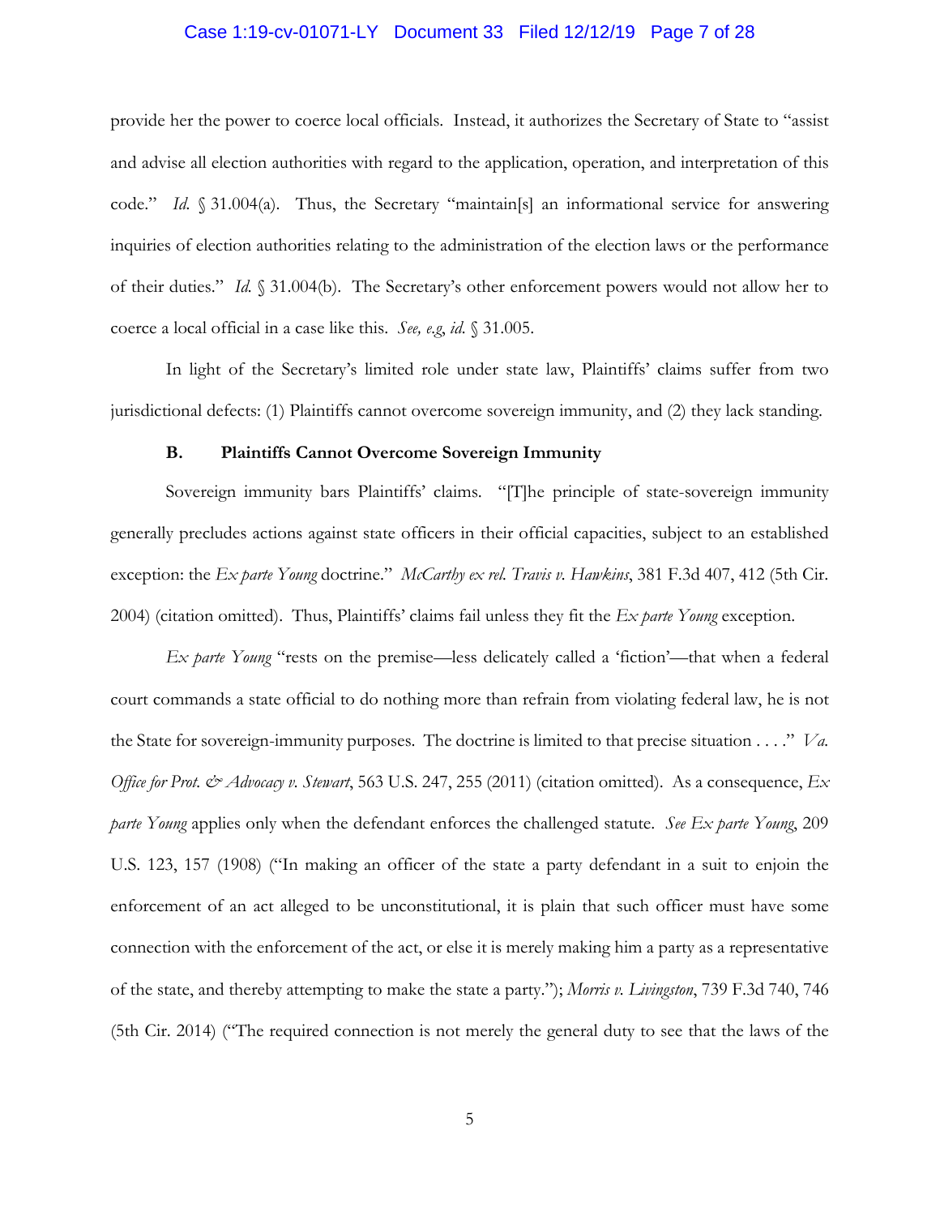provide her the power to coerce local officials. Instead, it authorizes the Secretary of State to "assist and advise all election authorities with regard to the application, operation, and interpretation of this code." *Id.* § 31.004(a). Thus, the Secretary "maintain[s] an informational service for answering inquiries of election authorities relating to the administration of the election laws or the performance of their duties." *Id.* § 31.004(b). The Secretary's other enforcement powers would not allow her to coerce a local official in a case like this. *See, e.g, id.* § 31.005.

In light of the Secretary's limited role under state law, Plaintiffs' claims suffer from two jurisdictional defects: (1) Plaintiffs cannot overcome sovereign immunity, and (2) they lack standing.

### B. Plaintiffs Cannot Overcome Sovereign Immunity

Sovereign immunity bars Plaintiffs' claims. "[T]he principle of state-sovereign immunity generally precludes actions against state officers in their official capacities, subject to an established exception: the *Ex parte Young* doctrine." *McCarthy ex rel. Travis v. Hawkins*, 381 F.3d 407, 412 (5th Cir. 2004) (citation omitted). Thus, Plaintiffs' claims fail unless they fit the *Ex parte Young* exception.

*Ex parte Young* "rests on the premise—less delicately called a 'fiction'—that when a federal court commands a state official to do nothing more than refrain from violating federal law, he is not the State for sovereign-immunity purposes. The doctrine is limited to that precise situation . . . ." *Va. Office for Prot. & Advocacy v. Stewart*, 563 U.S. 247, 255 (2011) (citation omitted). As a consequence, *Ex parte Young* applies only when the defendant enforces the challenged statute. *See Ex parte Young*, 209 U.S. 123, 157 (1908) ("In making an officer of the state a party defendant in a suit to enjoin the enforcement of an act alleged to be unconstitutional, it is plain that such officer must have some connection with the enforcement of the act, or else it is merely making him a party as a representative of the state, and thereby attempting to make the state a party."); *Morris v. Livingston*, 739 F.3d 740, 746 (5th Cir. 2014) ("The required connection is not merely the general duty to see that the laws of the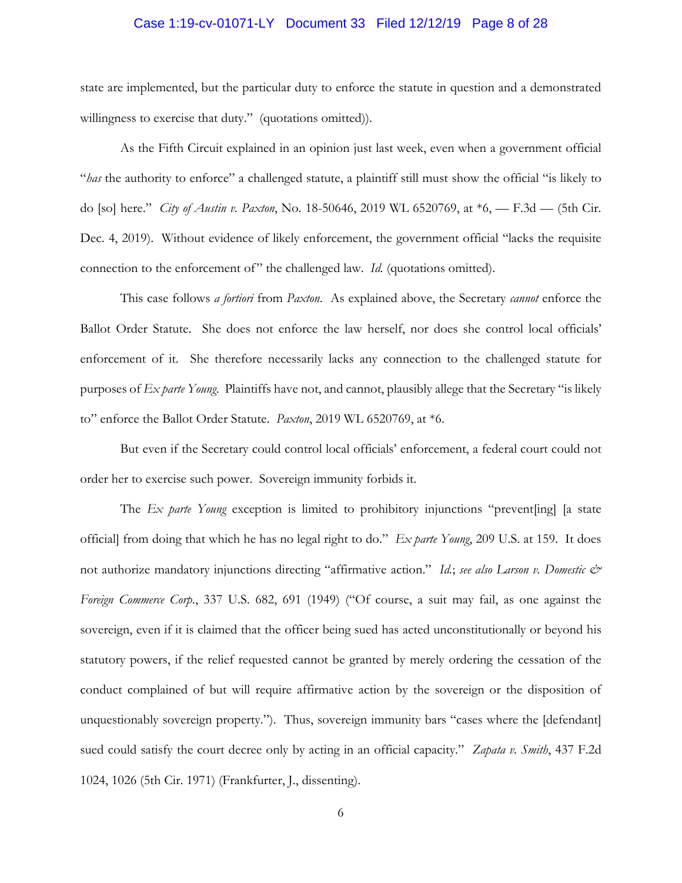state are implemented, but the particular duty to enforce the statute in question and a demonstrated willingness to exercise that duty." (quotations omitted)).

As the Fifth Circuit explained in an opinion just last week, even when a government official "*has* the authority to enforce" a challenged statute, a plaintiff still must show the official "is likely to do [so] here." *City of Austin v. Paxton*, No. 18-50646, 2019 WL 6520769, at *6, — F.3d — (5th Cir. Dec. 4, 2019). Without evidence of likely enforcement, the government official "lacks the requisite connection to the enforcement of" the challenged law. *Id.* (quotations omitted).

This case follows *a fortiori* from *Paxton*. As explained above, the Secretary *cannot* enforce the Ballot Order Statute. She does not enforce the law herself, nor does she control local officials' enforcement of it. She therefore necessarily lacks any connection to the challenged statute for purposes of *Ex parte Young*. Plaintiffs have not, and cannot, plausibly allege that the Secretary "is likely to" enforce the Ballot Order Statute. *Paxton*, 2019 WL 6520769, at *6.

But even if the Secretary could control local officials' enforcement, a federal court could not order her to exercise such power. Sovereign immunity forbids it.

The *Ex parte Young* exception is limited to prohibitory injunctions "prevent[ing] [a state official] from doing that which he has no legal right to do." *Ex parte Young*, 209 U.S. at 159. It does not authorize mandatory injunctions directing "affirmative action." *Id.*; *see also Larson v. Domestic & Foreign Commerce Corp.*, 337 U.S. 682, 691 (1949) ("Of course, a suit may fail, as one against the sovereign, even if it is claimed that the officer being sued has acted unconstitutionally or beyond his statutory powers, if the relief requested cannot be granted by merely ordering the cessation of the conduct complained of but will require affirmative action by the sovereign or the disposition of unquestionably sovereign property."). Thus, sovereign immunity bars "cases where the [defendant] sued could satisfy the court decree only by acting in an official capacity." *Zapata v. Smith*, 437 F.2d 1024, 1026 (5th Cir. 1971) (Frankfurter, J., dissenting).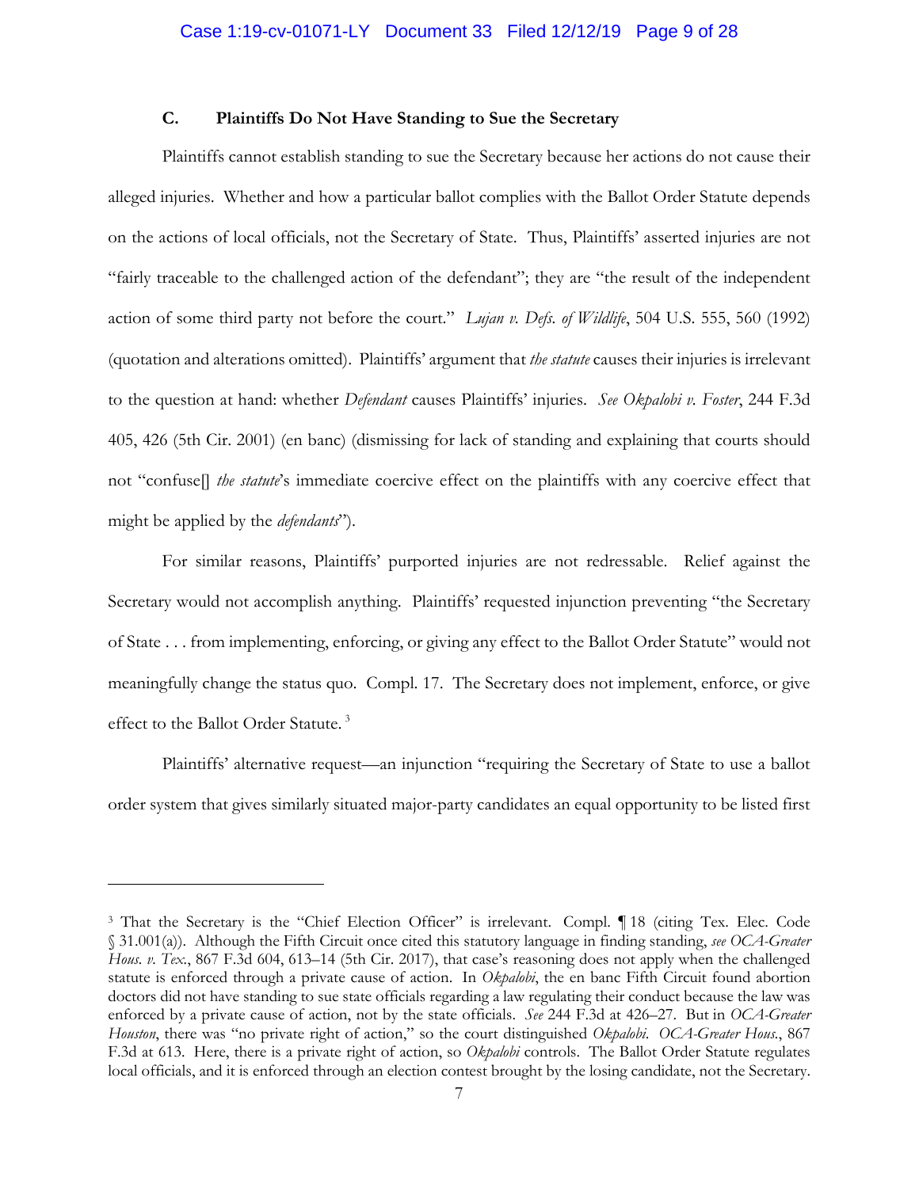### C. Plaintiffs Do Not Have Standing to Sue the Secretary

Plaintiffs cannot establish standing to sue the Secretary because her actions do not cause their alleged injuries. Whether and how a particular ballot complies with the Ballot Order Statute depends on the actions of local officials, not the Secretary of State. Thus, Plaintiffs' asserted injuries are not "fairly traceable to the challenged action of the defendant"; they are "the result of the independent action of some third party not before the court." *Lujan v. Defs. of Wildlife*, 504 U.S. 555, 560 (1992) (quotation and alterations omitted). Plaintiffs' argument that *the statute* causes their injuries is irrelevant to the question at hand: whether *Defendant* causes Plaintiffs' injuries. *See Okpalobi v. Foster*, 244 F.3d 405, 426 (5th Cir. 2001) (en banc) (dismissing for lack of standing and explaining that courts should not "confuse[] *the statute*'s immediate coercive effect on the plaintiffs with any coercive effect that might be applied by the *defendants*").

For similar reasons, Plaintiffs' purported injuries are not redressable. Relief against the Secretary would not accomplish anything. Plaintiffs' requested injunction preventing "the Secretary of State . . . from implementing, enforcing, or giving any effect to the Ballot Order Statute" would not meaningfully change the status quo. Compl. 17. The Secretary does not implement, enforce, or give effect to the Ballot Order Statute.[3]

Plaintiffs' alternative request—an injunction "requiring the Secretary of State to use a ballot order system that gives similarly situated major-party candidates an equal opportunity to be listed first

---

[3] That the Secretary is the "Chief Election Officer" is irrelevant. Compl. ¶ 18 (citing Tex. Elec. Code § 31.001(a)). Although the Fifth Circuit once cited this statutory language in finding standing, *see OCA-Greater Hous. v. Tex.*, 867 F.3d 604, 613–14 (5th Cir. 2017), that case's reasoning does not apply when the challenged statute is enforced through a private cause of action. In *Okpalobi*, the en banc Fifth Circuit found abortion doctors did not have standing to sue state officials regarding a law regulating their conduct because the law was enforced by a private cause of action, not by the state officials. *See* 244 F.3d at 426–27. But in *OCA-Greater Houston*, there was "no private right of action," so the court distinguished *Okpalobi*. *OCA-Greater Hous.*, 867 F.3d at 613. Here, there is a private right of action, so *Okpalobi* controls. The Ballot Order Statute regulates local officials, and it is enforced through an election contest brought by the losing candidate, not the Secretary.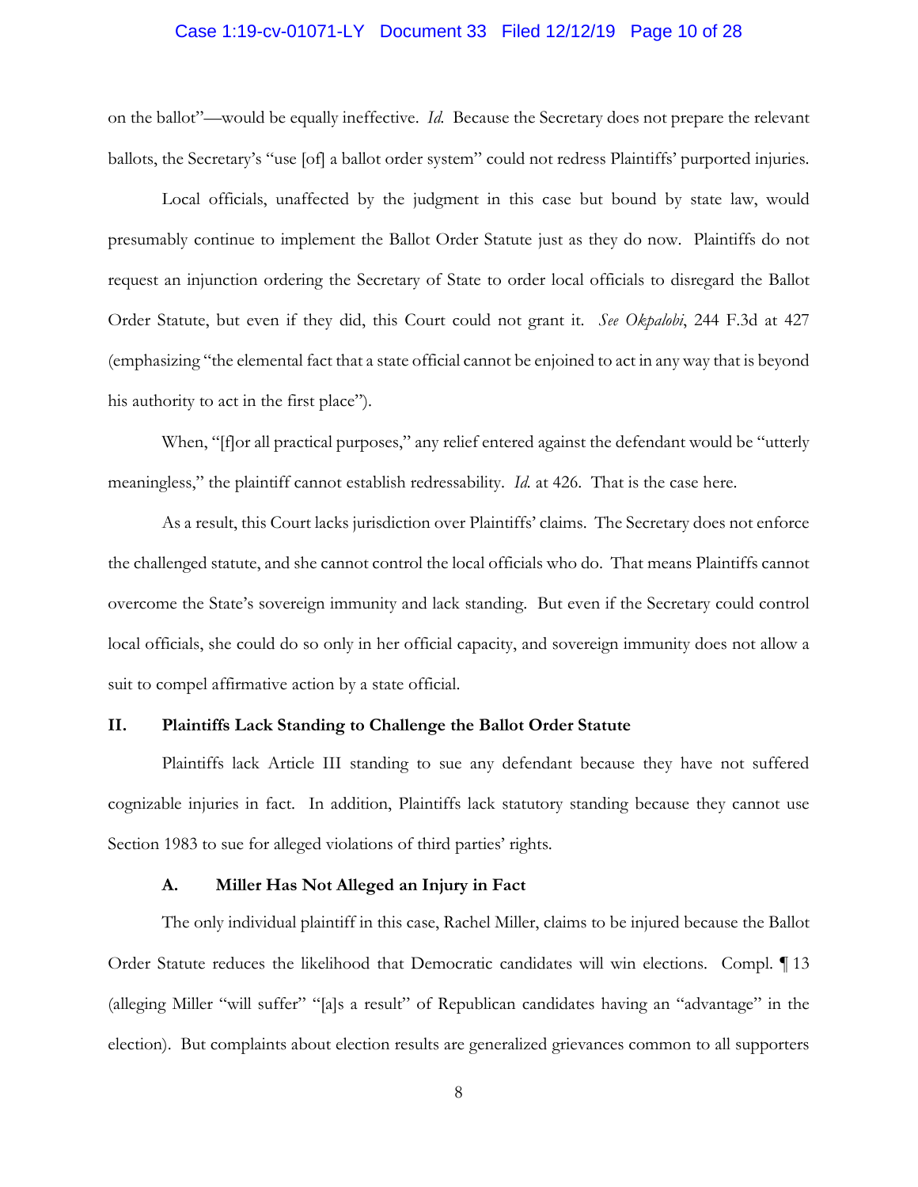on the ballot"—would be equally ineffective. *Id.* Because the Secretary does not prepare the relevant ballots, the Secretary's "use [of] a ballot order system" could not redress Plaintiffs' purported injuries.

Local officials, unaffected by the judgment in this case but bound by state law, would presumably continue to implement the Ballot Order Statute just as they do now. Plaintiffs do not request an injunction ordering the Secretary of State to order local officials to disregard the Ballot Order Statute, but even if they did, this Court could not grant it. *See Okpalobi*, 244 F.3d at 427 (emphasizing "the elemental fact that a state official cannot be enjoined to act in any way that is beyond his authority to act in the first place").

When, "[f]or all practical purposes," any relief entered against the defendant would be "utterly meaningless," the plaintiff cannot establish redressability. *Id.* at 426. That is the case here.

As a result, this Court lacks jurisdiction over Plaintiffs' claims. The Secretary does not enforce the challenged statute, and she cannot control the local officials who do. That means Plaintiffs cannot overcome the State's sovereign immunity and lack standing. But even if the Secretary could control local officials, she could do so only in her official capacity, and sovereign immunity does not allow a suit to compel affirmative action by a state official.

## II. Plaintiffs Lack Standing to Challenge the Ballot Order Statute

Plaintiffs lack Article III standing to sue any defendant because they have not suffered cognizable injuries in fact. In addition, Plaintiffs lack statutory standing because they cannot use Section 1983 to sue for alleged violations of third parties' rights.

### A. Miller Has Not Alleged an Injury in Fact

The only individual plaintiff in this case, Rachel Miller, claims to be injured because the Ballot Order Statute reduces the likelihood that Democratic candidates will win elections. Compl. ¶ 13 (alleging Miller "will suffer" "[a]s a result" of Republican candidates having an "advantage" in the election). But complaints about election results are generalized grievances common to all supporters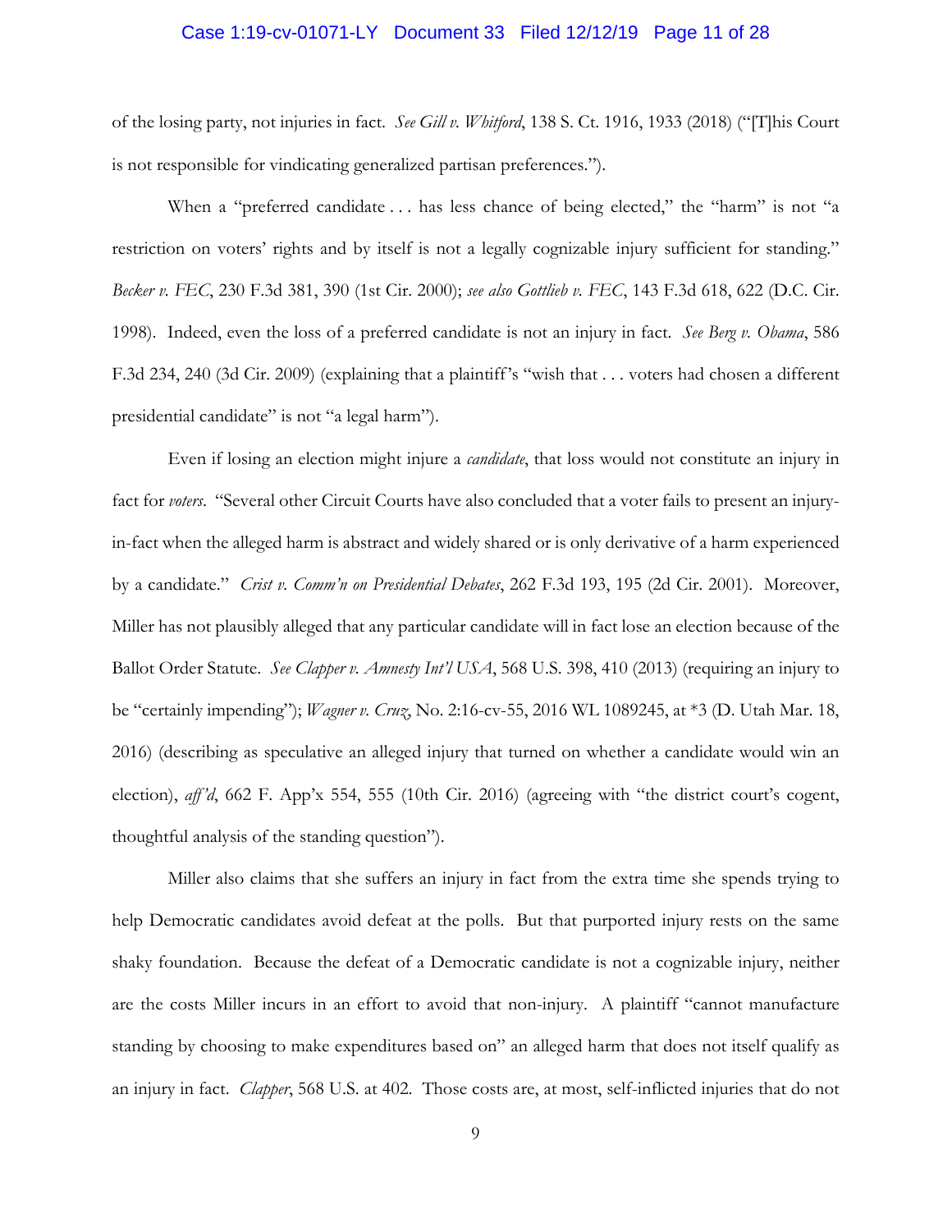of the losing party, not injuries in fact. *See Gill v. Whitford*, 138 S. Ct. 1916, 1933 (2018) ("[T]his Court is not responsible for vindicating generalized partisan preferences.").

When a "preferred candidate . . . has less chance of being elected," the "harm" is not "a restriction on voters' rights and by itself is not a legally cognizable injury sufficient for standing." *Becker v. FEC*, 230 F.3d 381, 390 (1st Cir. 2000); *see also Gottlieb v. FEC*, 143 F.3d 618, 622 (D.C. Cir. 1998). Indeed, even the loss of a preferred candidate is not an injury in fact. *See Berg v. Obama*, 586 F.3d 234, 240 (3d Cir. 2009) (explaining that a plaintiff's "wish that . . . voters had chosen a different presidential candidate" is not "a legal harm").

Even if losing an election might injure a *candidate*, that loss would not constitute an injury in fact for *voters*. "Several other Circuit Courts have also concluded that a voter fails to present an injury-in-fact when the alleged harm is abstract and widely shared or is only derivative of a harm experienced by a candidate." *Crist v. Comm'n on Presidential Debates*, 262 F.3d 193, 195 (2d Cir. 2001). Moreover, Miller has not plausibly alleged that any particular candidate will in fact lose an election because of the Ballot Order Statute. *See Clapper v. Amnesty Int'l USA*, 568 U.S. 398, 410 (2013) (requiring an injury to be "certainly impending"); *Wagner v. Cruz*, No. 2:16-cv-55, 2016 WL 1089245, at *3 (D. Utah Mar. 18, 2016) (describing as speculative an alleged injury that turned on whether a candidate would win an election), *aff'd*, 662 F. App'x 554, 555 (10th Cir. 2016) (agreeing with "the district court's cogent, thoughtful analysis of the standing question").

Miller also claims that she suffers an injury in fact from the extra time she spends trying to help Democratic candidates avoid defeat at the polls. But that purported injury rests on the same shaky foundation. Because the defeat of a Democratic candidate is not a cognizable injury, neither are the costs Miller incurs in an effort to avoid that non-injury. A plaintiff "cannot manufacture standing by choosing to make expenditures based on" an alleged harm that does not itself qualify as an injury in fact. *Clapper*, 568 U.S. at 402. Those costs are, at most, self-inflicted injuries that do not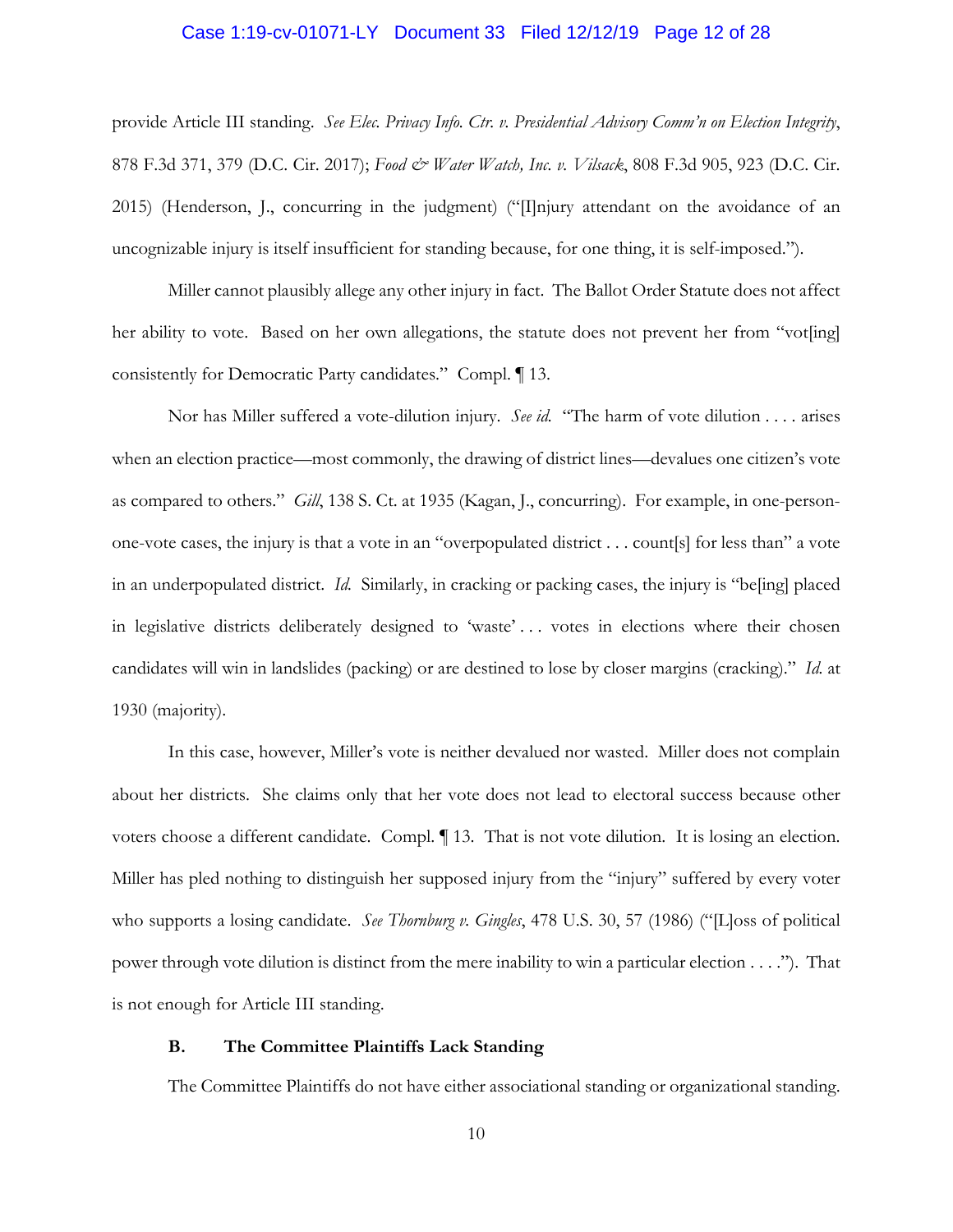provide Article III standing. *See Elec. Privacy Info. Ctr. v. Presidential Advisory Comm'n on Election Integrity*, 878 F.3d 371, 379 (D.C. Cir. 2017); *Food & Water Watch, Inc. v. Vilsack*, 808 F.3d 905, 923 (D.C. Cir. 2015) (Henderson, J., concurring in the judgment) ("[I]njury attendant on the avoidance of an uncognizable injury is itself insufficient for standing because, for one thing, it is self-imposed.").

Miller cannot plausibly allege any other injury in fact. The Ballot Order Statute does not affect her ability to vote. Based on her own allegations, the statute does not prevent her from "vot[ing] consistently for Democratic Party candidates." Compl. ¶ 13.

Nor has Miller suffered a vote-dilution injury. *See id.* "The harm of vote dilution . . . . arises when an election practice—most commonly, the drawing of district lines—devalues one citizen's vote as compared to others." *Gill*, 138 S. Ct. at 1935 (Kagan, J., concurring). For example, in one-person-one-vote cases, the injury is that a vote in an "overpopulated district . . . count[s] for less than" a vote in an underpopulated district. *Id.* Similarly, in cracking or packing cases, the injury is "be[ing] placed in legislative districts deliberately designed to 'waste' . . . votes in elections where their chosen candidates will win in landslides (packing) or are destined to lose by closer margins (cracking)." *Id.* at 1930 (majority).

In this case, however, Miller's vote is neither devalued nor wasted. Miller does not complain about her districts. She claims only that her vote does not lead to electoral success because other voters choose a different candidate. Compl. ¶ 13. That is not vote dilution. It is losing an election. Miller has pled nothing to distinguish her supposed injury from the "injury" suffered by every voter who supports a losing candidate. *See Thornburg v. Gingles*, 478 U.S. 30, 57 (1986) ("[L]oss of political power through vote dilution is distinct from the mere inability to win a particular election . . . ."). That is not enough for Article III standing.

### B. The Committee Plaintiffs Lack Standing

The Committee Plaintiffs do not have either associational standing or organizational standing.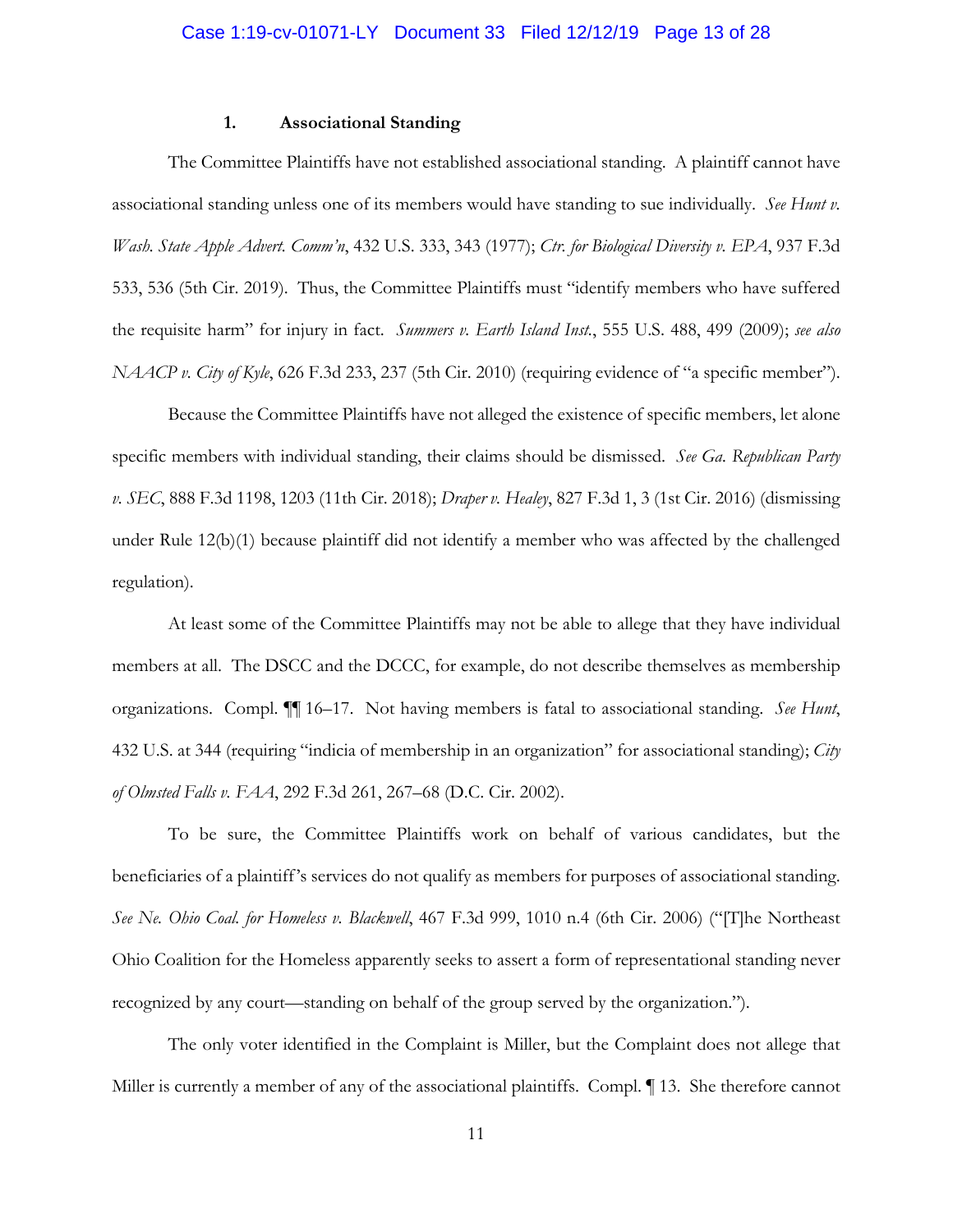### 1. Associational Standing

The Committee Plaintiffs have not established associational standing. A plaintiff cannot have associational standing unless one of its members would have standing to sue individually. *See Hunt v. Wash. State Apple Advert. Comm'n*, 432 U.S. 333, 343 (1977); *Ctr. for Biological Diversity v. EPA*, 937 F.3d 533, 536 (5th Cir. 2019). Thus, the Committee Plaintiffs must "identify members who have suffered the requisite harm" for injury in fact. *Summers v. Earth Island Inst.*, 555 U.S. 488, 499 (2009); *see also NAACP v. City of Kyle*, 626 F.3d 233, 237 (5th Cir. 2010) (requiring evidence of "a specific member").

Because the Committee Plaintiffs have not alleged the existence of specific members, let alone specific members with individual standing, their claims should be dismissed. *See Ga. Republican Party v. SEC*, 888 F.3d 1198, 1203 (11th Cir. 2018); *Draper v. Healey*, 827 F.3d 1, 3 (1st Cir. 2016) (dismissing under Rule 12(b)(1) because plaintiff did not identify a member who was affected by the challenged regulation).

At least some of the Committee Plaintiffs may not be able to allege that they have individual members at all. The DSCC and the DCCC, for example, do not describe themselves as membership organizations. Compl. ¶¶ 16–17. Not having members is fatal to associational standing. *See Hunt*, 432 U.S. at 344 (requiring "indicia of membership in an organization" for associational standing); *City of Olmsted Falls v. FAA*, 292 F.3d 261, 267–68 (D.C. Cir. 2002).

To be sure, the Committee Plaintiffs work on behalf of various candidates, but the beneficiaries of a plaintiff's services do not qualify as members for purposes of associational standing. *See Ne. Ohio Coal. for Homeless v. Blackwell*, 467 F.3d 999, 1010 n.4 (6th Cir. 2006) ("[T]he Northeast Ohio Coalition for the Homeless apparently seeks to assert a form of representational standing never recognized by any court—standing on behalf of the group served by the organization.").

The only voter identified in the Complaint is Miller, but the Complaint does not allege that Miller is currently a member of any of the associational plaintiffs. Compl. ¶ 13. She therefore cannot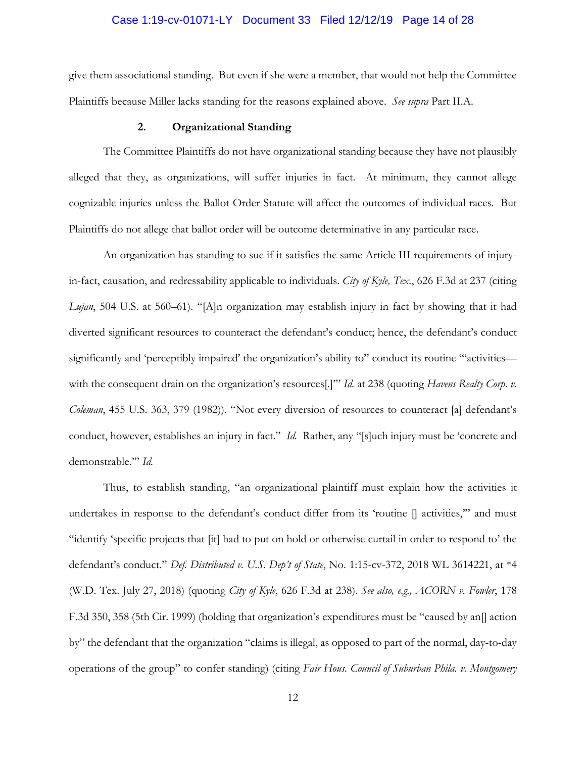give them associational standing. But even if she were a member, that would not help the Committee Plaintiffs because Miller lacks standing for the reasons explained above. *See supra* Part II.A.

### 2. Organizational Standing

The Committee Plaintiffs do not have organizational standing because they have not plausibly alleged that they, as organizations, will suffer injuries in fact. At minimum, they cannot allege cognizable injuries unless the Ballot Order Statute will affect the outcomes of individual races. But Plaintiffs do not allege that ballot order will be outcome determinative in any particular race.

An organization has standing to sue if it satisfies the same Article III requirements of injury-in-fact, causation, and redressability applicable to individuals. *City of Kyle, Tex.*, 626 F.3d at 237 (citing *Lujan*, 504 U.S. at 560–61). "[A]n organization may establish injury in fact by showing that it had diverted significant resources to counteract the defendant's conduct; hence, the defendant's conduct significantly and 'perceptibly impaired' the organization's ability to" conduct its routine "'activities—with the consequent drain on the organization's resources[.]'" *Id.* at 238 (quoting *Havens Realty Corp. v. Coleman*, 455 U.S. 363, 379 (1982)). "Not every diversion of resources to counteract [a] defendant's conduct, however, establishes an injury in fact." *Id.* Rather, any "[s]uch injury must be 'concrete and demonstrable.'" *Id.*

Thus, to establish standing, "an organizational plaintiff must explain how the activities it undertakes in response to the defendant's conduct differ from its 'routine [] activities,'" and must "identify 'specific projects that [it] had to put on hold or otherwise curtail in order to respond to' the defendant's conduct." *Def. Distributed v. U.S. Dep't of State*, No. 1:15-cv-372, 2018 WL 3614221, at *4 (W.D. Tex. July 27, 2018) (quoting *City of Kyle*, 626 F.3d at 238). *See also, e.g., ACORN v. Fowler*, 178 F.3d 350, 358 (5th Cir. 1999) (holding that organization's expenditures must be "caused by an[] action by" the defendant that the organization "claims is illegal, as opposed to part of the normal, day-to-day operations of the group" to confer standing) (citing *Fair Hous. Council of Suburban Phila. v. Montgomery*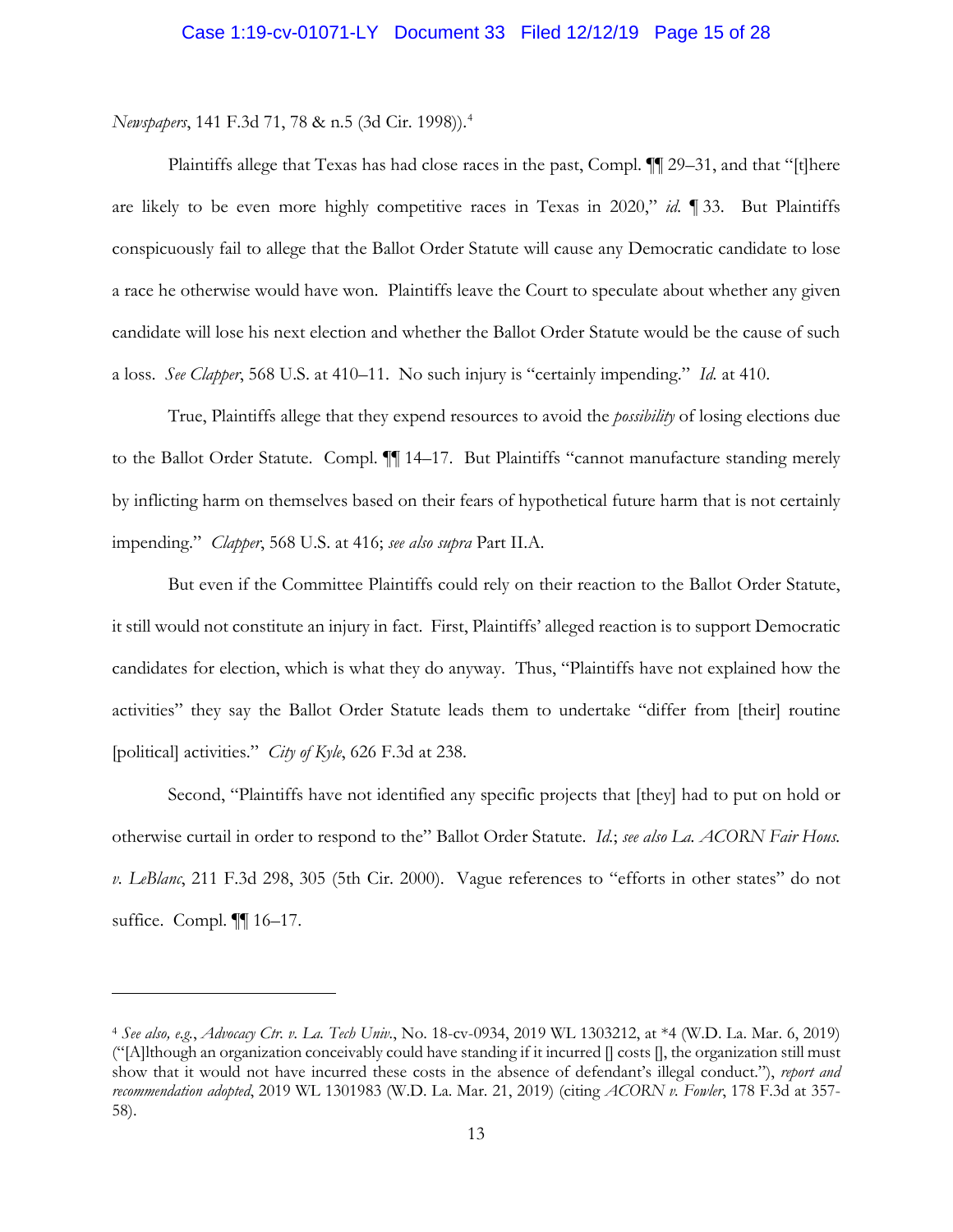*Newspapers*, 141 F.3d 71, 78 & n.5 (3d Cir. 1998)).[4]

Plaintiffs allege that Texas has had close races in the past, Compl. ¶¶ 29–31, and that "[t]here are likely to be even more highly competitive races in Texas in 2020," *id.* ¶ 33. But Plaintiffs conspicuously fail to allege that the Ballot Order Statute will cause any Democratic candidate to lose a race he otherwise would have won. Plaintiffs leave the Court to speculate about whether any given candidate will lose his next election and whether the Ballot Order Statute would be the cause of such a loss. *See Clapper*, 568 U.S. at 410–11. No such injury is "certainly impending." *Id.* at 410.

True, Plaintiffs allege that they expend resources to avoid the *possibility* of losing elections due to the Ballot Order Statute. Compl. ¶¶ 14–17. But Plaintiffs "cannot manufacture standing merely by inflicting harm on themselves based on their fears of hypothetical future harm that is not certainly impending." *Clapper*, 568 U.S. at 416; *see also supra* Part II.A.

But even if the Committee Plaintiffs could rely on their reaction to the Ballot Order Statute, it still would not constitute an injury in fact. First, Plaintiffs' alleged reaction is to support Democratic candidates for election, which is what they do anyway. Thus, "Plaintiffs have not explained how the activities" they say the Ballot Order Statute leads them to undertake "differ from [their] routine [political] activities." *City of Kyle*, 626 F.3d at 238.

Second, "Plaintiffs have not identified any specific projects that [they] had to put on hold or otherwise curtail in order to respond to the" Ballot Order Statute. *Id.*; *see also La. ACORN Fair Hous. v. LeBlanc*, 211 F.3d 298, 305 (5th Cir. 2000). Vague references to "efforts in other states" do not suffice. Compl. ¶¶ 16–17.

---

[4] *See also, e.g.*, *Advocacy Ctr. v. La. Tech Univ.*, No. 18-cv-0934, 2019 WL 1303212, at *4 (W.D. La. Mar. 6, 2019) ("[A]lthough an organization conceivably could have standing if it incurred [] costs [], the organization still must show that it would not have incurred these costs in the absence of defendant's illegal conduct."), *report and recommendation adopted*, 2019 WL 1301983 (W.D. La. Mar. 21, 2019) (citing *ACORN v. Fowler*, 178 F.3d at 357-58).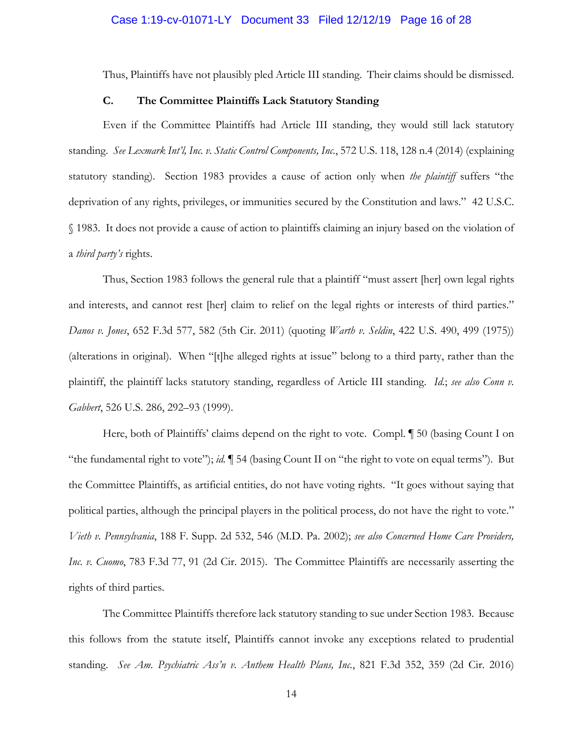Thus, Plaintiffs have not plausibly pled Article III standing. Their claims should be dismissed.

### C. The Committee Plaintiffs Lack Statutory Standing

Even if the Committee Plaintiffs had Article III standing, they would still lack statutory standing. *See Lexmark Int'l, Inc. v. Static Control Components, Inc.*, 572 U.S. 118, 128 n.4 (2014) (explaining statutory standing). Section 1983 provides a cause of action only when *the plaintiff* suffers "the deprivation of any rights, privileges, or immunities secured by the Constitution and laws." 42 U.S.C. § 1983. It does not provide a cause of action to plaintiffs claiming an injury based on the violation of a *third party's* rights.

Thus, Section 1983 follows the general rule that a plaintiff "must assert [her] own legal rights and interests, and cannot rest [her] claim to relief on the legal rights or interests of third parties." *Danos v. Jones*, 652 F.3d 577, 582 (5th Cir. 2011) (quoting *Warth v. Seldin*, 422 U.S. 490, 499 (1975)) (alterations in original). When "[t]he alleged rights at issue" belong to a third party, rather than the plaintiff, the plaintiff lacks statutory standing, regardless of Article III standing. *Id.*; *see also Conn v. Gabbert*, 526 U.S. 286, 292–93 (1999).

Here, both of Plaintiffs' claims depend on the right to vote. Compl. ¶ 50 (basing Count I on "the fundamental right to vote"); *id.* ¶ 54 (basing Count II on "the right to vote on equal terms"). But the Committee Plaintiffs, as artificial entities, do not have voting rights. "It goes without saying that political parties, although the principal players in the political process, do not have the right to vote." *Vieth v. Pennsylvania*, 188 F. Supp. 2d 532, 546 (M.D. Pa. 2002); *see also Concerned Home Care Providers, Inc. v. Cuomo*, 783 F.3d 77, 91 (2d Cir. 2015). The Committee Plaintiffs are necessarily asserting the rights of third parties.

The Committee Plaintiffs therefore lack statutory standing to sue under Section 1983. Because this follows from the statute itself, Plaintiffs cannot invoke any exceptions related to prudential standing. *See Am. Psychiatric Ass'n v. Anthem Health Plans, Inc.*, 821 F.3d 352, 359 (2d Cir. 2016)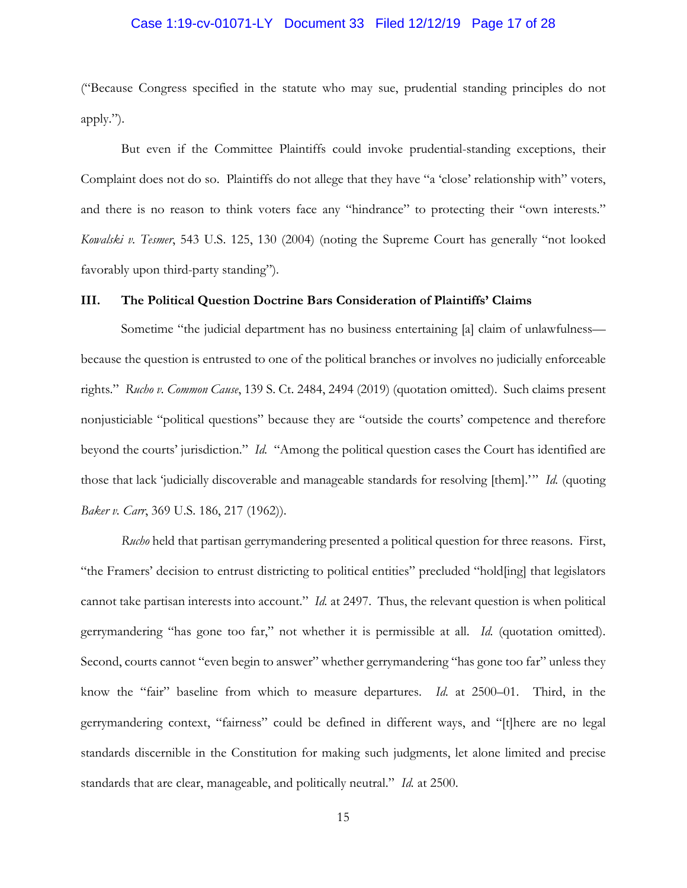("Because Congress specified in the statute who may sue, prudential standing principles do not apply.").

But even if the Committee Plaintiffs could invoke prudential-standing exceptions, their Complaint does not do so. Plaintiffs do not allege that they have "a 'close' relationship with" voters, and there is no reason to think voters face any "hindrance" to protecting their "own interests." *Kowalski v. Tesmer*, 543 U.S. 125, 130 (2004) (noting the Supreme Court has generally "not looked favorably upon third-party standing").

### III. The Political Question Doctrine Bars Consideration of Plaintiffs' Claims

Sometime "the judicial department has no business entertaining [a] claim of unlawfulness—because the question is entrusted to one of the political branches or involves no judicially enforceable rights." *Rucho v. Common Cause*, 139 S. Ct. 2484, 2494 (2019) (quotation omitted). Such claims present nonjusticiable "political questions" because they are "outside the courts' competence and therefore beyond the courts' jurisdiction." *Id.* "Among the political question cases the Court has identified are those that lack 'judicially discoverable and manageable standards for resolving [them].'" *Id.* (quoting *Baker v. Carr*, 369 U.S. 186, 217 (1962)).

*Rucho* held that partisan gerrymandering presented a political question for three reasons. First, "the Framers' decision to entrust districting to political entities" precluded "hold[ing] that legislators cannot take partisan interests into account." *Id.* at 2497. Thus, the relevant question is when political gerrymandering "has gone too far," not whether it is permissible at all. *Id.* (quotation omitted). Second, courts cannot "even begin to answer" whether gerrymandering "has gone too far" unless they know the "fair" baseline from which to measure departures. *Id.* at 2500–01. Third, in the gerrymandering context, "fairness" could be defined in different ways, and "[t]here are no legal standards discernible in the Constitution for making such judgments, let alone limited and precise standards that are clear, manageable, and politically neutral." *Id.* at 2500.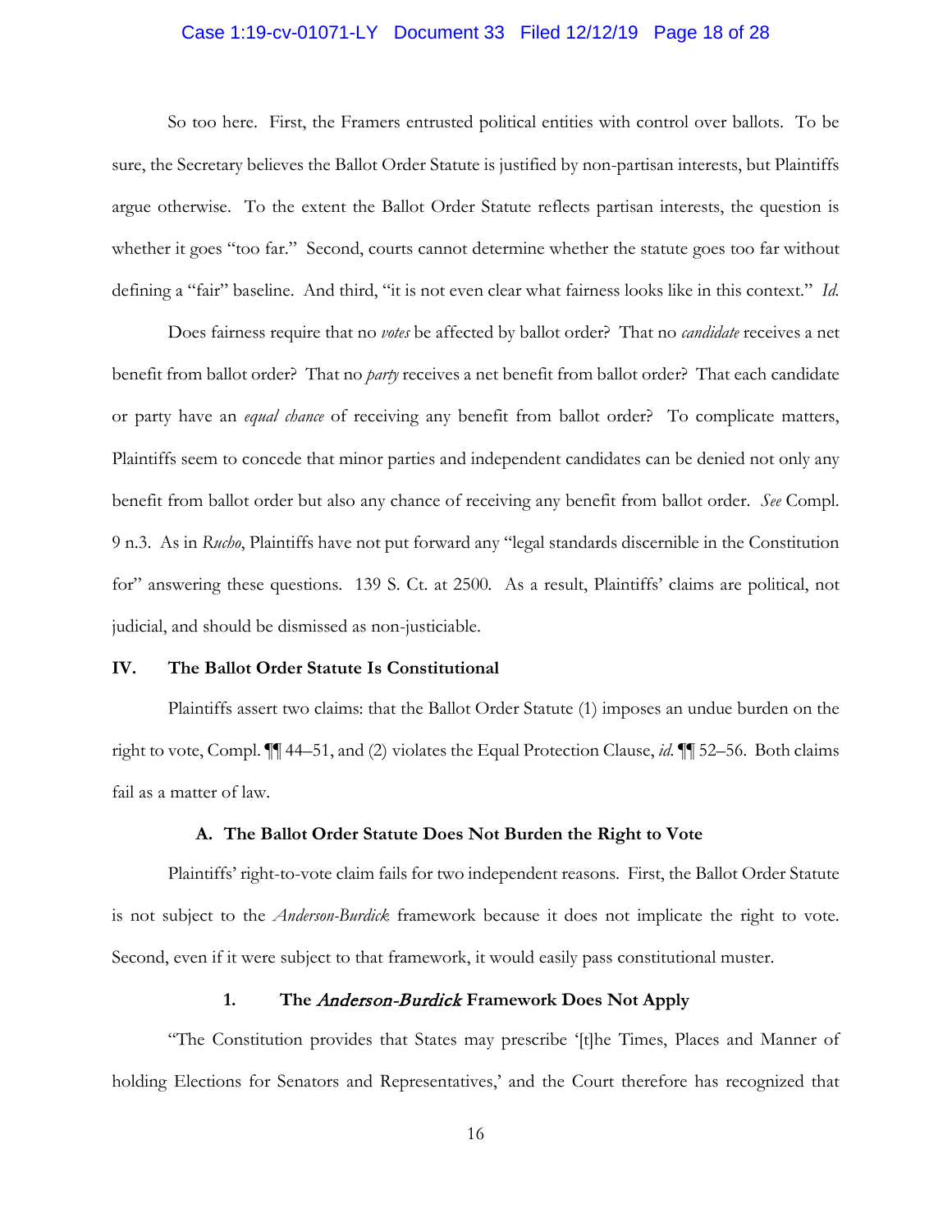So too here. First, the Framers entrusted political entities with control over ballots. To be sure, the Secretary believes the Ballot Order Statute is justified by non-partisan interests, but Plaintiffs argue otherwise. To the extent the Ballot Order Statute reflects partisan interests, the question is whether it goes "too far." Second, courts cannot determine whether the statute goes too far without defining a "fair" baseline. And third, "it is not even clear what fairness looks like in this context." *Id.*

Does fairness require that no *votes* be affected by ballot order? That no *candidate* receives a net benefit from ballot order? That no *party* receives a net benefit from ballot order? That each candidate or party have an *equal chance* of receiving any benefit from ballot order? To complicate matters, Plaintiffs seem to concede that minor parties and independent candidates can be denied not only any benefit from ballot order but also any chance of receiving any benefit from ballot order. *See* Compl. 9 n.3. As in *Rucho*, Plaintiffs have not put forward any "legal standards discernible in the Constitution for" answering these questions. 139 S. Ct. at 2500. As a result, Plaintiffs' claims are political, not judicial, and should be dismissed as non-justiciable.

## IV. The Ballot Order Statute Is Constitutional

Plaintiffs assert two claims: that the Ballot Order Statute (1) imposes an undue burden on the right to vote, Compl. ¶¶ 44–51, and (2) violates the Equal Protection Clause, *id.* ¶¶ 52–56. Both claims fail as a matter of law.

### A. The Ballot Order Statute Does Not Burden the Right to Vote

Plaintiffs' right-to-vote claim fails for two independent reasons. First, the Ballot Order Statute is not subject to the *Anderson-Burdick* framework because it does not implicate the right to vote. Second, even if it were subject to that framework, it would easily pass constitutional muster.

#### 1. The *Anderson-Burdick* Framework Does Not Apply

"The Constitution provides that States may prescribe '[t]he Times, Places and Manner of holding Elections for Senators and Representatives,' and the Court therefore has recognized that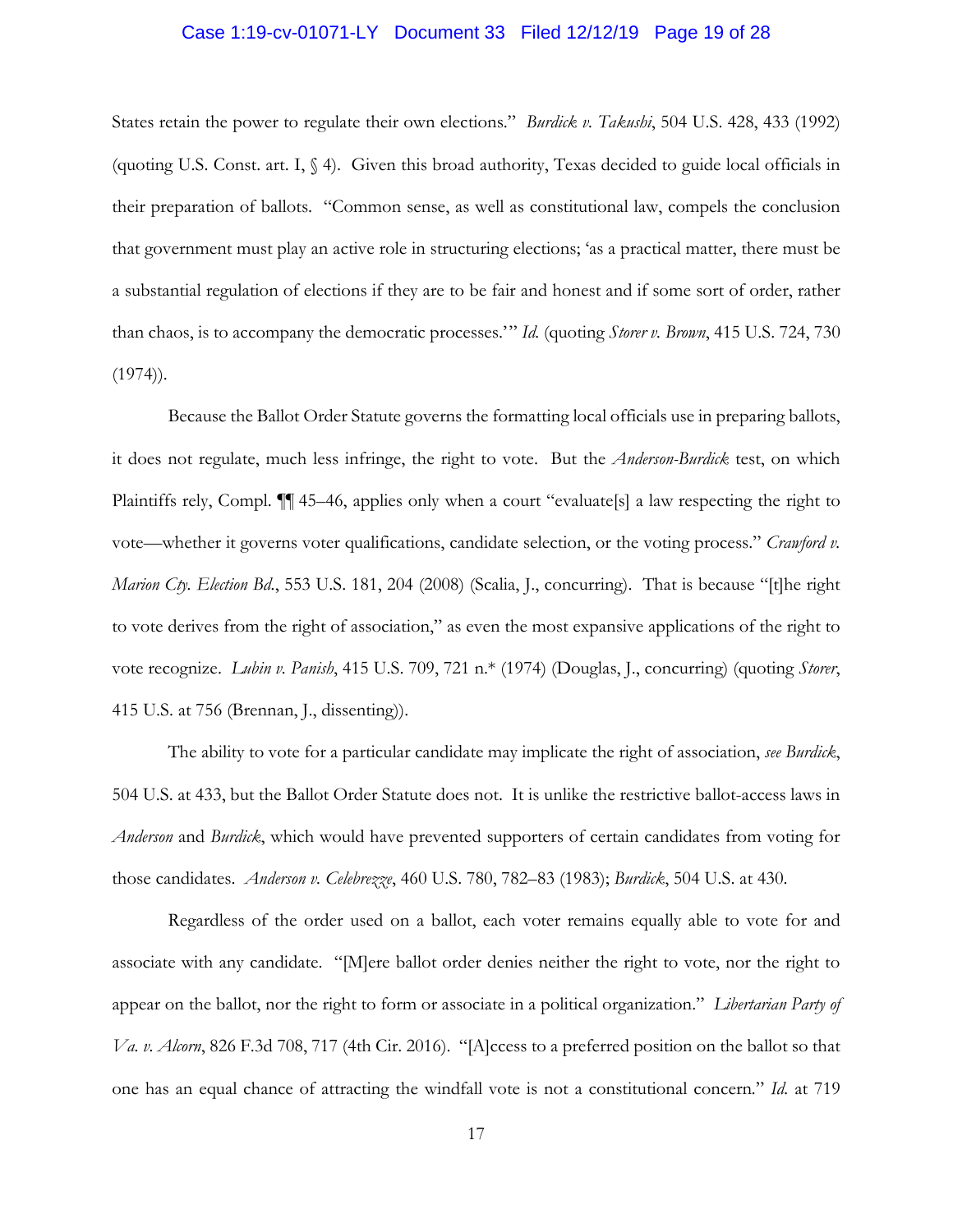States retain the power to regulate their own elections." *Burdick v. Takushi*, 504 U.S. 428, 433 (1992) (quoting U.S. Const. art. I, § 4). Given this broad authority, Texas decided to guide local officials in their preparation of ballots. "Common sense, as well as constitutional law, compels the conclusion that government must play an active role in structuring elections; 'as a practical matter, there must be a substantial regulation of elections if they are to be fair and honest and if some sort of order, rather than chaos, is to accompany the democratic processes.'" *Id.* (quoting *Storer v. Brown*, 415 U.S. 724, 730 (1974)).

Because the Ballot Order Statute governs the formatting local officials use in preparing ballots, it does not regulate, much less infringe, the right to vote. But the *Anderson-Burdick* test, on which Plaintiffs rely, Compl. ¶¶ 45–46, applies only when a court "evaluate[s] a law respecting the right to vote—whether it governs voter qualifications, candidate selection, or the voting process." *Crawford v. Marion Cty. Election Bd.*, 553 U.S. 181, 204 (2008) (Scalia, J., concurring). That is because "[t]he right to vote derives from the right of association," as even the most expansive applications of the right to vote recognize. *Lubin v. Panish*, 415 U.S. 709, 721 n.* (1974) (Douglas, J., concurring) (quoting *Storer*, 415 U.S. at 756 (Brennan, J., dissenting)).

The ability to vote for a particular candidate may implicate the right of association, *see Burdick*, 504 U.S. at 433, but the Ballot Order Statute does not. It is unlike the restrictive ballot-access laws in *Anderson* and *Burdick*, which would have prevented supporters of certain candidates from voting for those candidates. *Anderson v. Celebrezze*, 460 U.S. 780, 782–83 (1983); *Burdick*, 504 U.S. at 430.

Regardless of the order used on a ballot, each voter remains equally able to vote for and associate with any candidate. "[M]ere ballot order denies neither the right to vote, nor the right to appear on the ballot, nor the right to form or associate in a political organization." *Libertarian Party of Va. v. Alcorn*, 826 F.3d 708, 717 (4th Cir. 2016). "[A]ccess to a preferred position on the ballot so that one has an equal chance of attracting the windfall vote is not a constitutional concern." *Id.* at 719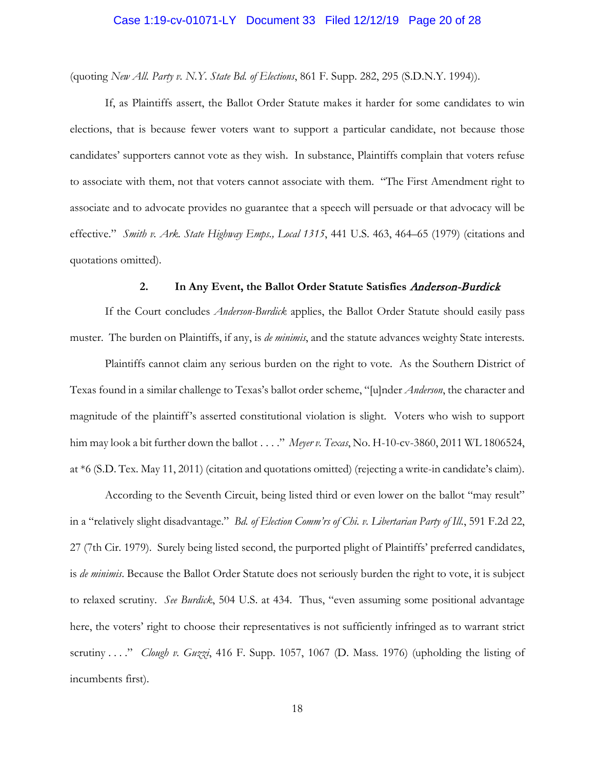(quoting *New All. Party v. N.Y. State Bd. of Elections*, 861 F. Supp. 282, 295 (S.D.N.Y. 1994)).

If, as Plaintiffs assert, the Ballot Order Statute makes it harder for some candidates to win elections, that is because fewer voters want to support a particular candidate, not because those candidates' supporters cannot vote as they wish. In substance, Plaintiffs complain that voters refuse to associate with them, not that voters cannot associate with them. "The First Amendment right to associate and to advocate provides no guarantee that a speech will persuade or that advocacy will be effective." *Smith v. Ark. State Highway Emps., Local 1315*, 441 U.S. 463, 464–65 (1979) (citations and quotations omitted).

### 2. In Any Event, the Ballot Order Statute Satisfies *Anderson-Burdick*

If the Court concludes *Anderson-Burdick* applies, the Ballot Order Statute should easily pass muster. The burden on Plaintiffs, if any, is *de minimis*, and the statute advances weighty State interests.

Plaintiffs cannot claim any serious burden on the right to vote. As the Southern District of Texas found in a similar challenge to Texas's ballot order scheme, "[u]nder *Anderson*, the character and magnitude of the plaintiff's asserted constitutional violation is slight. Voters who wish to support him may look a bit further down the ballot . . . ." *Meyer v. Texas*, No. H-10-cv-3860, 2011 WL 1806524, at *6 (S.D. Tex. May 11, 2011) (citation and quotations omitted) (rejecting a write-in candidate's claim).

According to the Seventh Circuit, being listed third or even lower on the ballot "may result" in a "relatively slight disadvantage." *Bd. of Election Comm'rs of Chi. v. Libertarian Party of Ill.*, 591 F.2d 22, 27 (7th Cir. 1979). Surely being listed second, the purported plight of Plaintiffs' preferred candidates, is *de minimis*. Because the Ballot Order Statute does not seriously burden the right to vote, it is subject to relaxed scrutiny. *See Burdick*, 504 U.S. at 434. Thus, "even assuming some positional advantage here, the voters' right to choose their representatives is not sufficiently infringed as to warrant strict scrutiny . . . ." *Clough v. Guzzi*, 416 F. Supp. 1057, 1067 (D. Mass. 1976) (upholding the listing of incumbents first).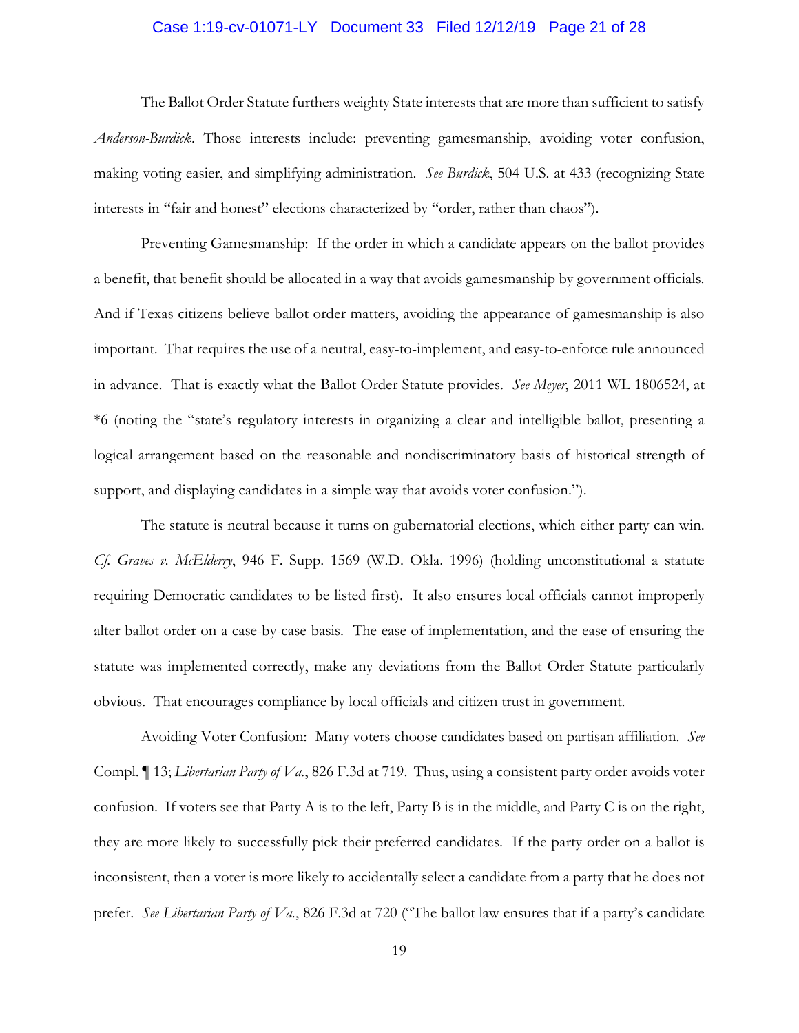The Ballot Order Statute furthers weighty State interests that are more than sufficient to satisfy *Anderson-Burdick*. Those interests include: preventing gamesmanship, avoiding voter confusion, making voting easier, and simplifying administration. *See Burdick*, 504 U.S. at 433 (recognizing State interests in "fair and honest" elections characterized by "order, rather than chaos").

Preventing Gamesmanship: If the order in which a candidate appears on the ballot provides a benefit, that benefit should be allocated in a way that avoids gamesmanship by government officials. And if Texas citizens believe ballot order matters, avoiding the appearance of gamesmanship is also important. That requires the use of a neutral, easy-to-implement, and easy-to-enforce rule announced in advance. That is exactly what the Ballot Order Statute provides. *See Meyer*, 2011 WL 1806524, at *6 (noting the "state's regulatory interests in organizing a clear and intelligible ballot, presenting a logical arrangement based on the reasonable and nondiscriminatory basis of historical strength of support, and displaying candidates in a simple way that avoids voter confusion.").

The statute is neutral because it turns on gubernatorial elections, which either party can win. *Cf. Graves v. McElderry*, 946 F. Supp. 1569 (W.D. Okla. 1996) (holding unconstitutional a statute requiring Democratic candidates to be listed first). It also ensures local officials cannot improperly alter ballot order on a case-by-case basis. The ease of implementation, and the ease of ensuring the statute was implemented correctly, make any deviations from the Ballot Order Statute particularly obvious. That encourages compliance by local officials and citizen trust in government.

Avoiding Voter Confusion: Many voters choose candidates based on partisan affiliation. *See* Compl. ¶ 13; *Libertarian Party of Va.*, 826 F.3d at 719. Thus, using a consistent party order avoids voter confusion. If voters see that Party A is to the left, Party B is in the middle, and Party C is on the right, they are more likely to successfully pick their preferred candidates. If the party order on a ballot is inconsistent, then a voter is more likely to accidentally select a candidate from a party that he does not prefer. *See Libertarian Party of Va.*, 826 F.3d at 720 ("The ballot law ensures that if a party's candidate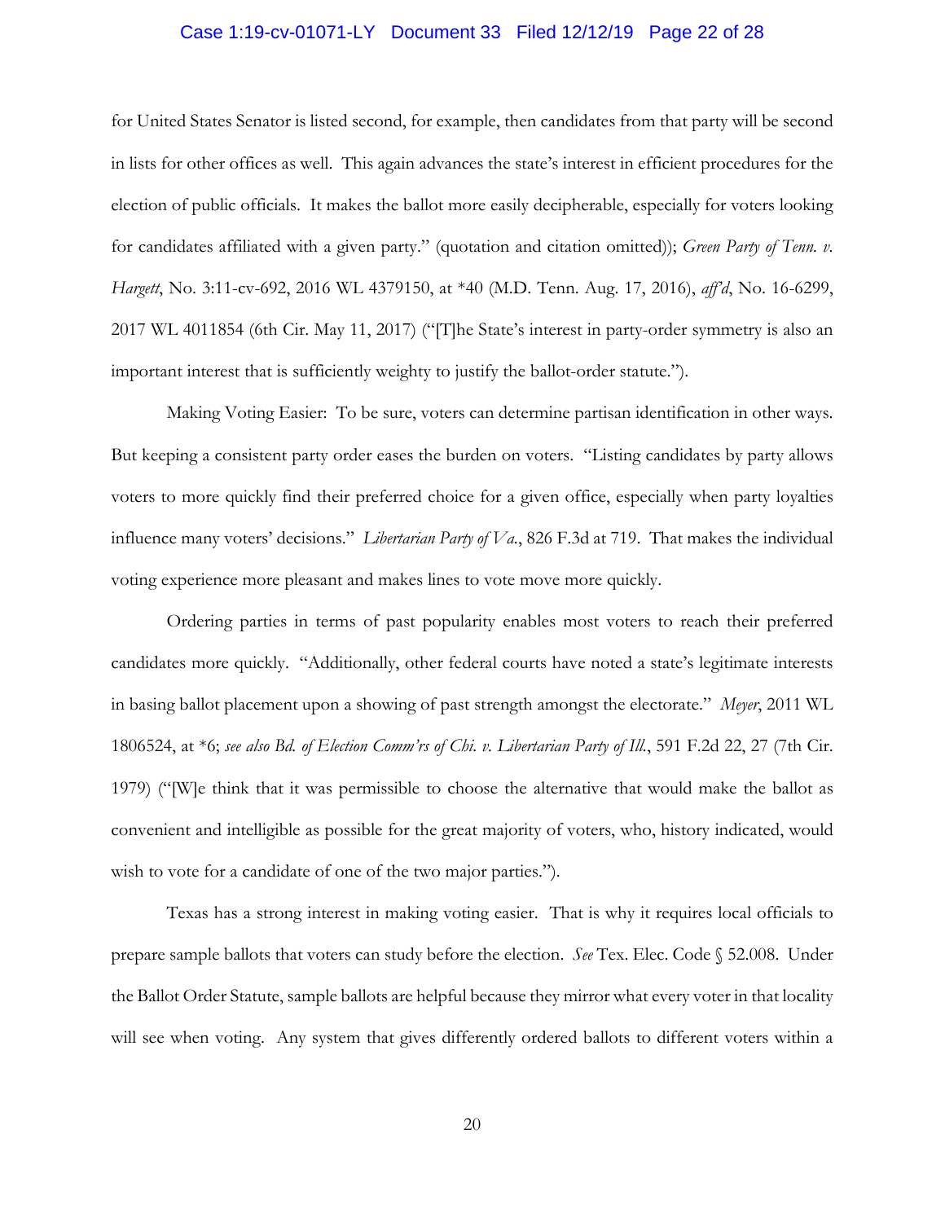for United States Senator is listed second, for example, then candidates from that party will be second in lists for other offices as well. This again advances the state's interest in efficient procedures for the election of public officials. It makes the ballot more easily decipherable, especially for voters looking for candidates affiliated with a given party." (quotation and citation omitted)); *Green Party of Tenn. v. Hargett*, No. 3:11-cv-692, 2016 WL 4379150, at *40 (M.D. Tenn. Aug. 17, 2016), *aff'd*, No. 16-6299, 2017 WL 4011854 (6th Cir. May 11, 2017) ("[T]he State's interest in party-order symmetry is also an important interest that is sufficiently weighty to justify the ballot-order statute.").

Making Voting Easier: To be sure, voters can determine partisan identification in other ways. But keeping a consistent party order eases the burden on voters. "Listing candidates by party allows voters to more quickly find their preferred choice for a given office, especially when party loyalties influence many voters' decisions." *Libertarian Party of Va.*, 826 F.3d at 719. That makes the individual voting experience more pleasant and makes lines to vote move more quickly.

Ordering parties in terms of past popularity enables most voters to reach their preferred candidates more quickly. "Additionally, other federal courts have noted a state's legitimate interests in basing ballot placement upon a showing of past strength amongst the electorate." *Meyer*, 2011 WL 1806524, at *6; *see also Bd. of Election Comm'rs of Chi. v. Libertarian Party of Ill.*, 591 F.2d 22, 27 (7th Cir. 1979) ("[W]e think that it was permissible to choose the alternative that would make the ballot as convenient and intelligible as possible for the great majority of voters, who, history indicated, would wish to vote for a candidate of one of the two major parties.").

Texas has a strong interest in making voting easier. That is why it requires local officials to prepare sample ballots that voters can study before the election. *See* Tex. Elec. Code § 52.008. Under the Ballot Order Statute, sample ballots are helpful because they mirror what every voter in that locality will see when voting. Any system that gives differently ordered ballots to different voters within a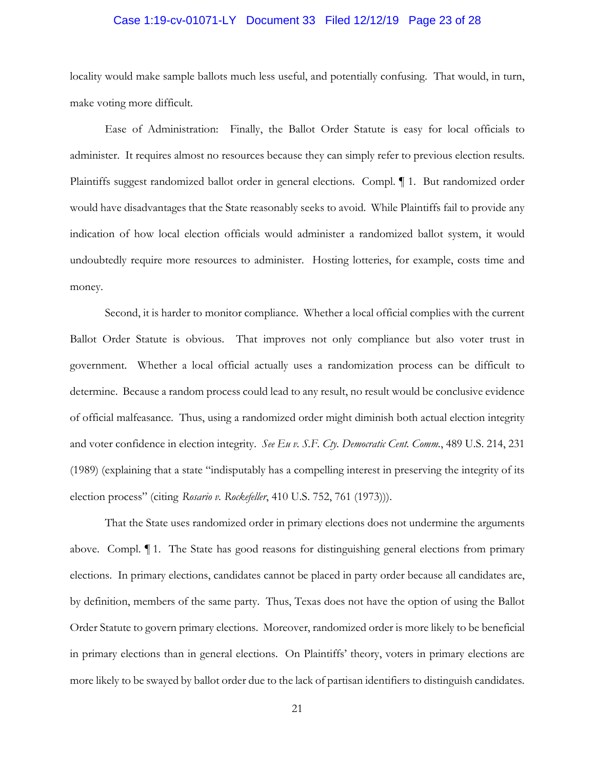locality would make sample ballots much less useful, and potentially confusing. That would, in turn, make voting more difficult.

Ease of Administration: Finally, the Ballot Order Statute is easy for local officials to administer. It requires almost no resources because they can simply refer to previous election results. Plaintiffs suggest randomized ballot order in general elections. Compl. ¶ 1. But randomized order would have disadvantages that the State reasonably seeks to avoid. While Plaintiffs fail to provide any indication of how local election officials would administer a randomized ballot system, it would undoubtedly require more resources to administer. Hosting lotteries, for example, costs time and money.

Second, it is harder to monitor compliance. Whether a local official complies with the current Ballot Order Statute is obvious. That improves not only compliance but also voter trust in government. Whether a local official actually uses a randomization process can be difficult to determine. Because a random process could lead to any result, no result would be conclusive evidence of official malfeasance. Thus, using a randomized order might diminish both actual election integrity and voter confidence in election integrity. *See Eu v. S.F. Cty. Democratic Cent. Comm.*, 489 U.S. 214, 231 (1989) (explaining that a state "indisputably has a compelling interest in preserving the integrity of its election process" (citing *Rosario v. Rockefeller*, 410 U.S. 752, 761 (1973))).

That the State uses randomized order in primary elections does not undermine the arguments above. Compl. ¶ 1. The State has good reasons for distinguishing general elections from primary elections. In primary elections, candidates cannot be placed in party order because all candidates are, by definition, members of the same party. Thus, Texas does not have the option of using the Ballot Order Statute to govern primary elections. Moreover, randomized order is more likely to be beneficial in primary elections than in general elections. On Plaintiffs' theory, voters in primary elections are more likely to be swayed by ballot order due to the lack of partisan identifiers to distinguish candidates.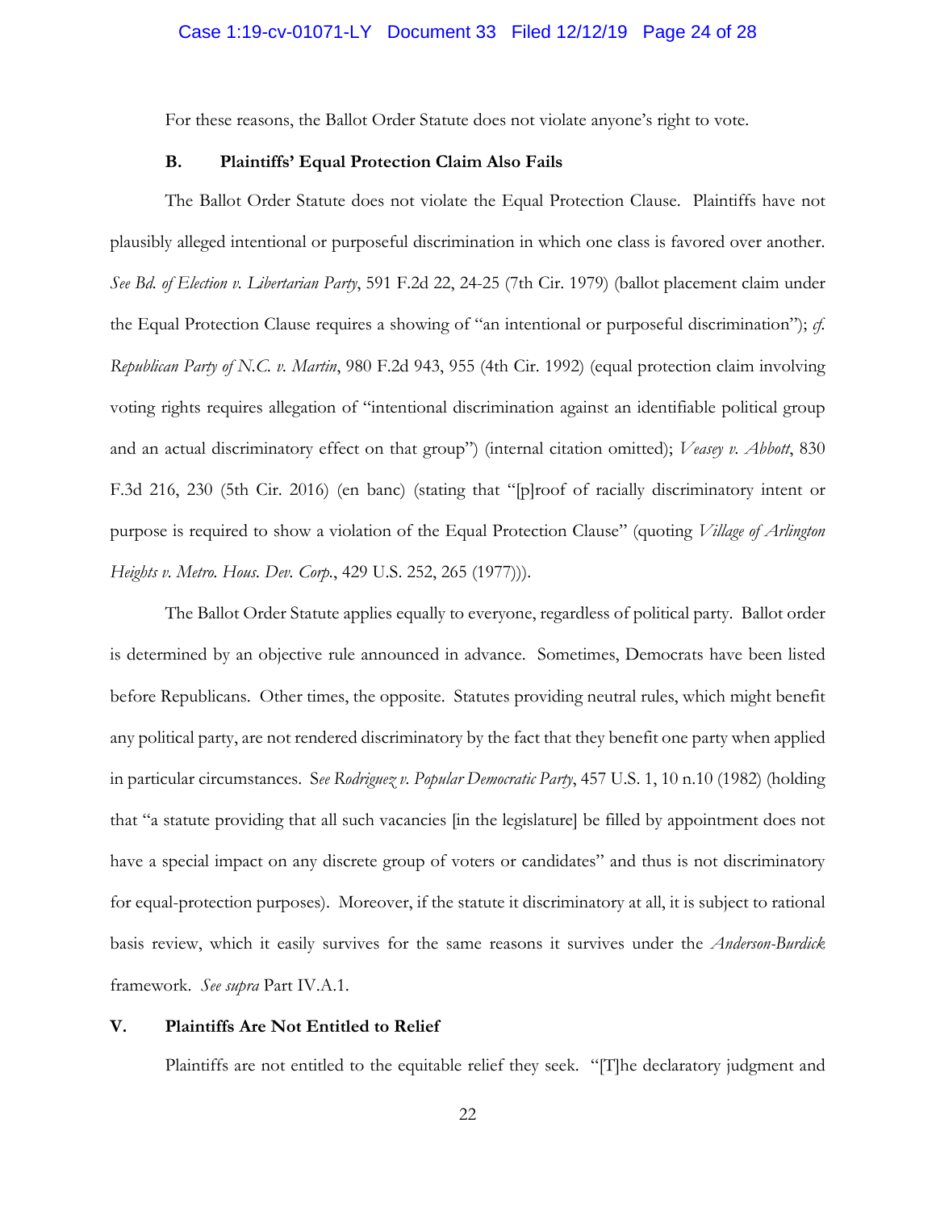For these reasons, the Ballot Order Statute does not violate anyone's right to vote.

### B. Plaintiffs' Equal Protection Claim Also Fails

The Ballot Order Statute does not violate the Equal Protection Clause. Plaintiffs have not plausibly alleged intentional or purposeful discrimination in which one class is favored over another. *See Bd. of Election v. Libertarian Party*, 591 F.2d 22, 24-25 (7th Cir. 1979) (ballot placement claim under the Equal Protection Clause requires a showing of "an intentional or purposeful discrimination"); *cf. Republican Party of N.C. v. Martin*, 980 F.2d 943, 955 (4th Cir. 1992) (equal protection claim involving voting rights requires allegation of "intentional discrimination against an identifiable political group and an actual discriminatory effect on that group") (internal citation omitted); *Veasey v. Abbott*, 830 F.3d 216, 230 (5th Cir. 2016) (en banc) (stating that "[p]roof of racially discriminatory intent or purpose is required to show a violation of the Equal Protection Clause" (quoting *Village of Arlington Heights v. Metro. Hous. Dev. Corp.*, 429 U.S. 252, 265 (1977))).

The Ballot Order Statute applies equally to everyone, regardless of political party. Ballot order is determined by an objective rule announced in advance. Sometimes, Democrats have been listed before Republicans. Other times, the opposite. Statutes providing neutral rules, which might benefit any political party, are not rendered discriminatory by the fact that they benefit one party when applied in particular circumstances. S*ee Rodriguez v. Popular Democratic Party*, 457 U.S. 1, 10 n.10 (1982) (holding that "a statute providing that all such vacancies [in the legislature] be filled by appointment does not have a special impact on any discrete group of voters or candidates" and thus is not discriminatory for equal-protection purposes). Moreover, if the statute it discriminatory at all, it is subject to rational basis review, which it easily survives for the same reasons it survives under the *Anderson-Burdick* framework. *See supra* Part IV.A.1.

## V. Plaintiffs Are Not Entitled to Relief

Plaintiffs are not entitled to the equitable relief they seek. "[T]he declaratory judgment and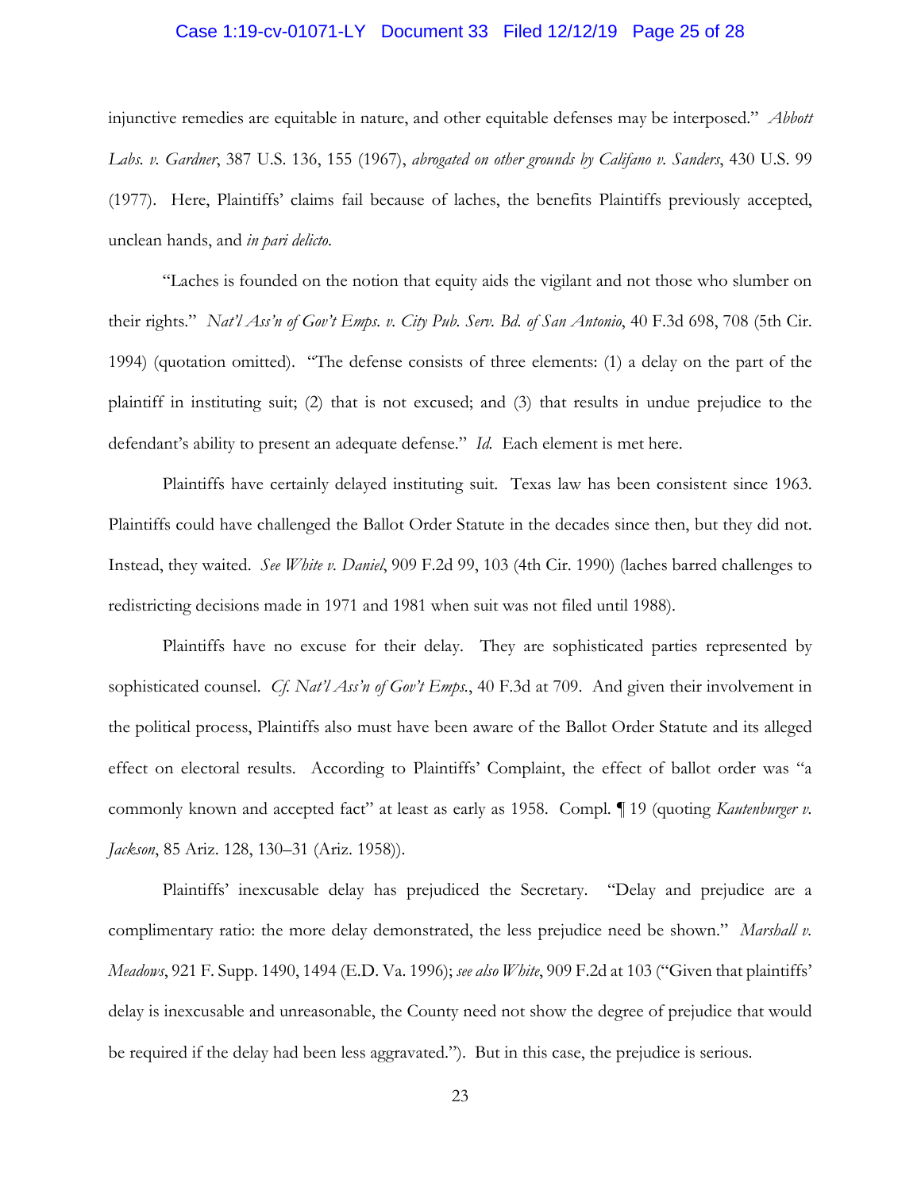injunctive remedies are equitable in nature, and other equitable defenses may be interposed." *Abbott Labs. v. Gardner*, 387 U.S. 136, 155 (1967), *abrogated on other grounds by Califano v. Sanders*, 430 U.S. 99 (1977). Here, Plaintiffs' claims fail because of laches, the benefits Plaintiffs previously accepted, unclean hands, and *in pari delicto*.

"Laches is founded on the notion that equity aids the vigilant and not those who slumber on their rights." *Nat'l Ass'n of Gov't Emps. v. City Pub. Serv. Bd. of San Antonio*, 40 F.3d 698, 708 (5th Cir. 1994) (quotation omitted). "The defense consists of three elements: (1) a delay on the part of the plaintiff in instituting suit; (2) that is not excused; and (3) that results in undue prejudice to the defendant's ability to present an adequate defense." *Id.* Each element is met here.

Plaintiffs have certainly delayed instituting suit. Texas law has been consistent since 1963. Plaintiffs could have challenged the Ballot Order Statute in the decades since then, but they did not. Instead, they waited. *See White v. Daniel*, 909 F.2d 99, 103 (4th Cir. 1990) (laches barred challenges to redistricting decisions made in 1971 and 1981 when suit was not filed until 1988).

Plaintiffs have no excuse for their delay. They are sophisticated parties represented by sophisticated counsel. *Cf. Nat'l Ass'n of Gov't Emps.*, 40 F.3d at 709. And given their involvement in the political process, Plaintiffs also must have been aware of the Ballot Order Statute and its alleged effect on electoral results. According to Plaintiffs' Complaint, the effect of ballot order was "a commonly known and accepted fact" at least as early as 1958. Compl. ¶ 19 (quoting *Kautenburger v. Jackson*, 85 Ariz. 128, 130–31 (Ariz. 1958)).

Plaintiffs' inexcusable delay has prejudiced the Secretary. "Delay and prejudice are a complimentary ratio: the more delay demonstrated, the less prejudice need be shown." *Marshall v. Meadows*, 921 F. Supp. 1490, 1494 (E.D. Va. 1996); *see also White*, 909 F.2d at 103 ("Given that plaintiffs' delay is inexcusable and unreasonable, the County need not show the degree of prejudice that would be required if the delay had been less aggravated."). But in this case, the prejudice is serious.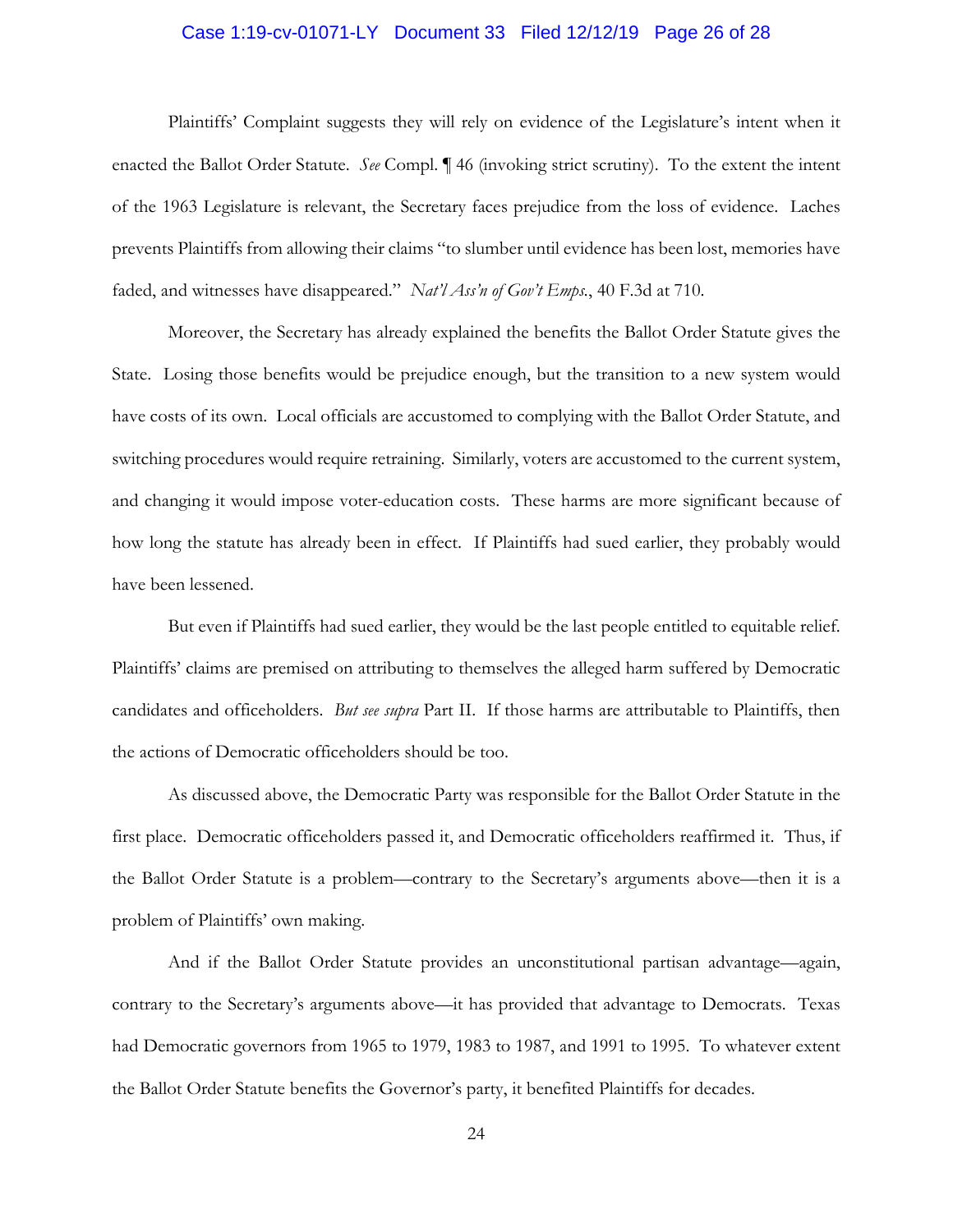Plaintiffs' Complaint suggests they will rely on evidence of the Legislature's intent when it enacted the Ballot Order Statute. *See* Compl. ¶ 46 (invoking strict scrutiny). To the extent the intent of the 1963 Legislature is relevant, the Secretary faces prejudice from the loss of evidence. Laches prevents Plaintiffs from allowing their claims "to slumber until evidence has been lost, memories have faded, and witnesses have disappeared." *Nat'l Ass'n of Gov't Emps.*, 40 F.3d at 710.

Moreover, the Secretary has already explained the benefits the Ballot Order Statute gives the State. Losing those benefits would be prejudice enough, but the transition to a new system would have costs of its own. Local officials are accustomed to complying with the Ballot Order Statute, and switching procedures would require retraining. Similarly, voters are accustomed to the current system, and changing it would impose voter-education costs. These harms are more significant because of how long the statute has already been in effect. If Plaintiffs had sued earlier, they probably would have been lessened.

But even if Plaintiffs had sued earlier, they would be the last people entitled to equitable relief. Plaintiffs' claims are premised on attributing to themselves the alleged harm suffered by Democratic candidates and officeholders. *But see supra* Part II. If those harms are attributable to Plaintiffs, then the actions of Democratic officeholders should be too.

As discussed above, the Democratic Party was responsible for the Ballot Order Statute in the first place. Democratic officeholders passed it, and Democratic officeholders reaffirmed it. Thus, if the Ballot Order Statute is a problem—contrary to the Secretary's arguments above—then it is a problem of Plaintiffs' own making.

And if the Ballot Order Statute provides an unconstitutional partisan advantage—again, contrary to the Secretary's arguments above—it has provided that advantage to Democrats. Texas had Democratic governors from 1965 to 1979, 1983 to 1987, and 1991 to 1995. To whatever extent the Ballot Order Statute benefits the Governor's party, it benefited Plaintiffs for decades.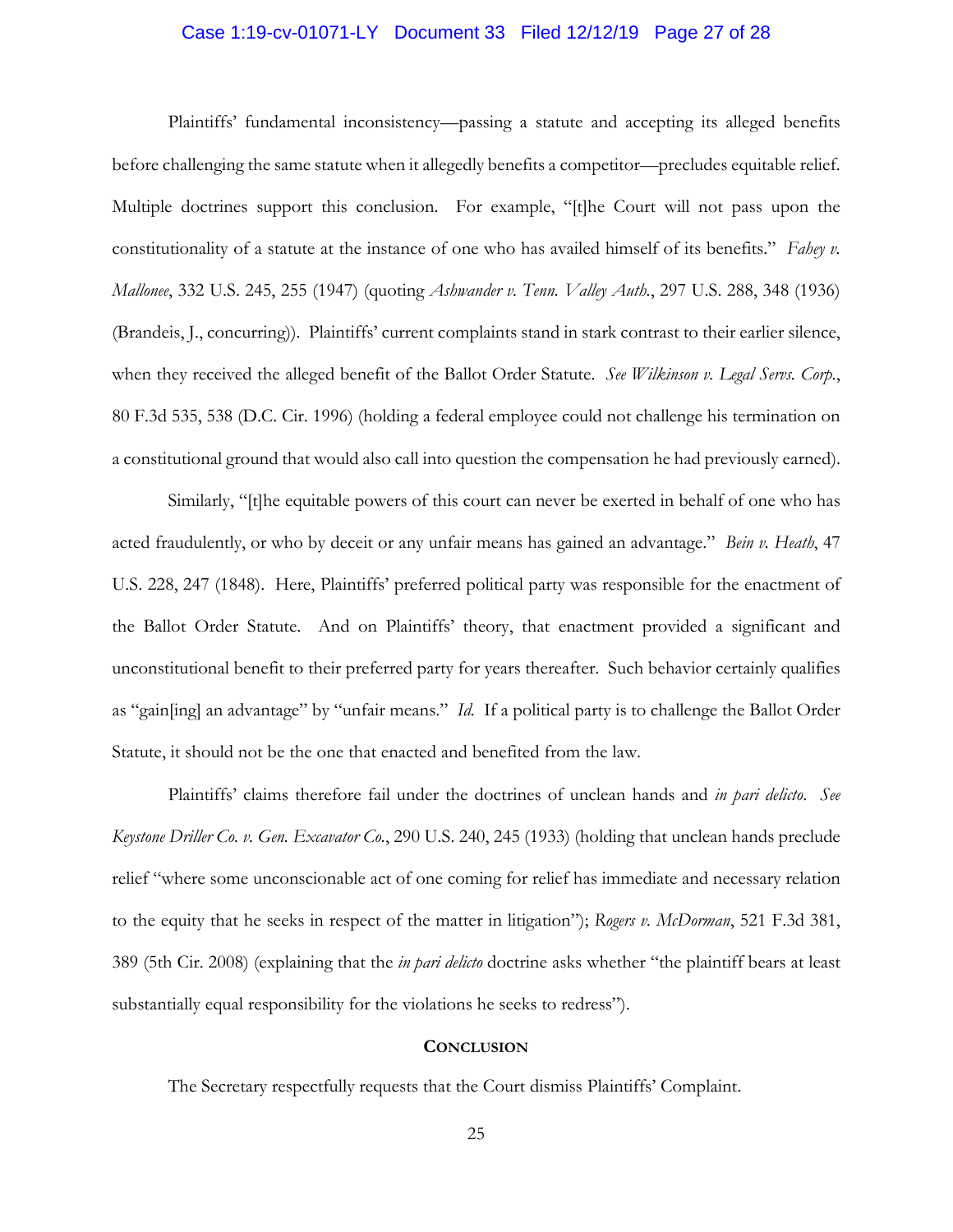Plaintiffs' fundamental inconsistency—passing a statute and accepting its alleged benefits before challenging the same statute when it allegedly benefits a competitor—precludes equitable relief. Multiple doctrines support this conclusion. For example, "[t]he Court will not pass upon the constitutionality of a statute at the instance of one who has availed himself of its benefits." *Fahey v. Mallonee*, 332 U.S. 245, 255 (1947) (quoting *Ashwander v. Tenn. Valley Auth.*, 297 U.S. 288, 348 (1936) (Brandeis, J., concurring)). Plaintiffs' current complaints stand in stark contrast to their earlier silence, when they received the alleged benefit of the Ballot Order Statute. *See Wilkinson v. Legal Servs. Corp.*, 80 F.3d 535, 538 (D.C. Cir. 1996) (holding a federal employee could not challenge his termination on a constitutional ground that would also call into question the compensation he had previously earned).

Similarly, "[t]he equitable powers of this court can never be exerted in behalf of one who has acted fraudulently, or who by deceit or any unfair means has gained an advantage." *Bein v. Heath*, 47 U.S. 228, 247 (1848). Here, Plaintiffs' preferred political party was responsible for the enactment of the Ballot Order Statute. And on Plaintiffs' theory, that enactment provided a significant and unconstitutional benefit to their preferred party for years thereafter. Such behavior certainly qualifies as "gain[ing] an advantage" by "unfair means." *Id.* If a political party is to challenge the Ballot Order Statute, it should not be the one that enacted and benefited from the law.

Plaintiffs' claims therefore fail under the doctrines of unclean hands and *in pari delicto*. *See Keystone Driller Co. v. Gen. Excavator Co.*, 290 U.S. 240, 245 (1933) (holding that unclean hands preclude relief "where some unconscionable act of one coming for relief has immediate and necessary relation to the equity that he seeks in respect of the matter in litigation"); *Rogers v. McDorman*, 521 F.3d 381, 389 (5th Cir. 2008) (explaining that the *in pari delicto* doctrine asks whether "the plaintiff bears at least substantially equal responsibility for the violations he seeks to redress").

## Conclusion

The Secretary respectfully requests that the Court dismiss Plaintiffs' Complaint.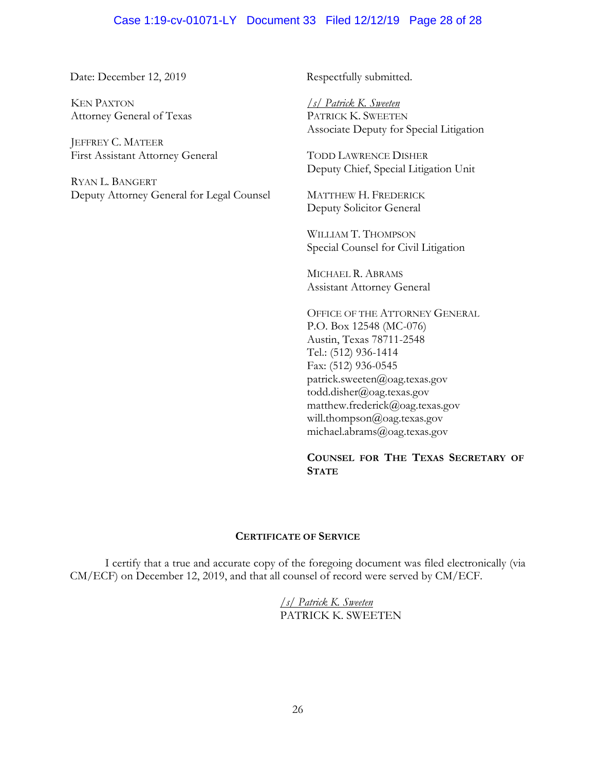Date: December 12, 2019

KEN PAXTON
Attorney General of Texas

JEFFREY C. MATEER
First Assistant Attorney General

RYAN L. BANGERT
Deputy Attorney General for Legal Counsel

Respectfully submitted.

*/s/ Patrick K. Sweeten*
PATRICK K. SWEETEN
Associate Deputy for Special Litigation

TODD LAWRENCE DISHER
Deputy Chief, Special Litigation Unit

MATTHEW H. FREDERICK
Deputy Solicitor General

WILLIAM T. THOMPSON
Special Counsel for Civil Litigation

MICHAEL R. ABRAMS
Assistant Attorney General

OFFICE OF THE ATTORNEY GENERAL
P.O. Box 12548 (MC-076)
Austin, Texas 78711-2548
Tel.: (512) 936-1414
Fax: (512) 936-0545
patrick.sweeten@oag.texas.gov
todd.disher@oag.texas.gov
matthew.frederick@oag.texas.gov
will.thompson@oag.texas.gov
michael.abrams@oag.texas.gov

**COUNSEL FOR THE TEXAS SECRETARY OF STATE**

**CERTIFICATE OF SERVICE**

I certify that a true and accurate copy of the foregoing document was filed electronically (via CM/ECF) on December 12, 2019, and that all counsel of record were served by CM/ECF.

*/s/ Patrick K. Sweeten*
PATRICK K. SWEETEN